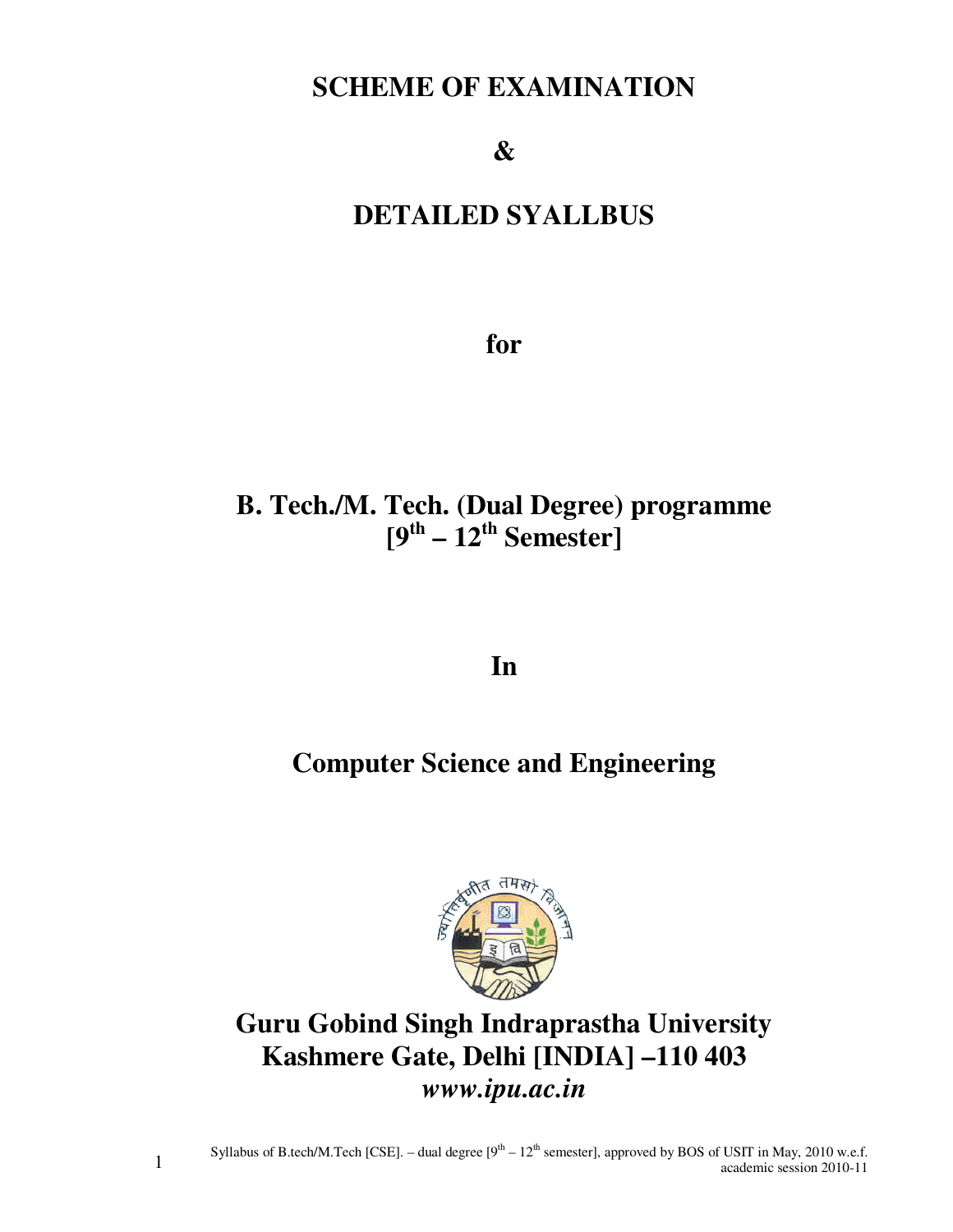# SCHEME OF EXAMINATION

# &

# DETAILED SYALLBUS

## for

## B. Tech./M. Tech. (Dual Degree) programme [9$^{th}$ – 12$^{th}$ Semester]

## In

## Computer Science and Engineering

## Guru Gobind Singh Indraprastha University
## Kashmere Gate, Delhi [INDIA] –110 403
## *www.ipu.ac.in*

Syllabus of B.tech/M.Tech [CSE]. – dual degree [9$^{th}$ – 12$^{th}$ semester], approved by BOS of USIT in May, 2010 w.e.f. academic session 2010-11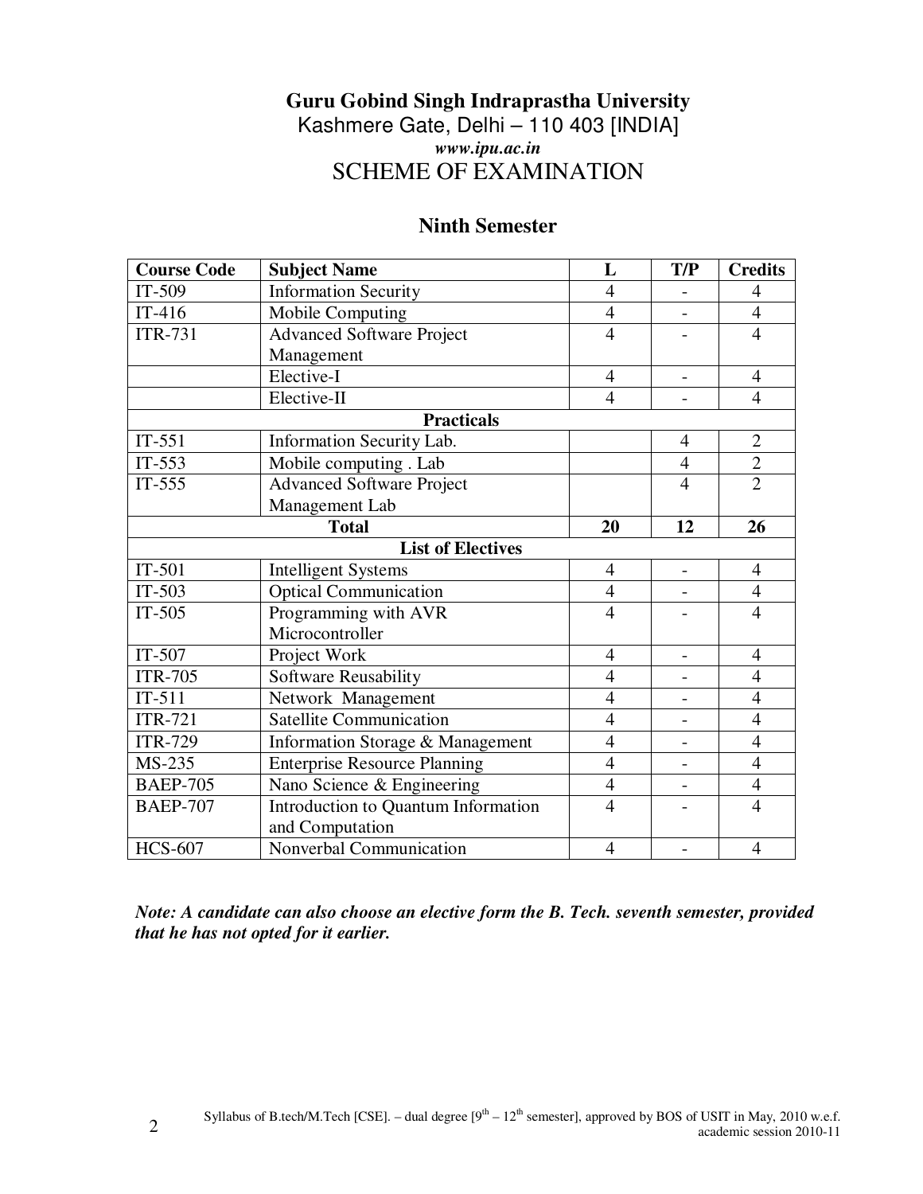**Guru Gobind Singh Indraprastha University**
Kashmere Gate, Delhi – 110 403 [INDIA]
***www.ipu.ac.in***

# SCHEME OF EXAMINATION

## Ninth Semester

| Course Code | Subject Name | L | T/P | Credits |
|---|---|---|---|---|
| IT-509 | Information Security | 4 | - | 4 |
| IT-416 | Mobile Computing | 4 | - | 4 |
| ITR-731 | Advanced Software Project Management | 4 | - | 4 |
| | Elective-I | 4 | - | 4 |
| | Elective-II | 4 | - | 4 |
| **Practicals** | | | | |
| IT-551 | Information Security Lab. | | 4 | 2 |
| IT-553 | Mobile computing . Lab | | 4 | 2 |
| IT-555 | Advanced Software Project Management Lab | | 4 | 2 |
| **Total** | | **20** | **12** | **26** |
| **List of Electives** | | | | |
| IT-501 | Intelligent Systems | 4 | - | 4 |
| IT-503 | Optical Communication | 4 | - | 4 |
| IT-505 | Programming with AVR Microcontroller | 4 | - | 4 |
| IT-507 | Project Work | 4 | - | 4 |
| ITR-705 | Software Reusability | 4 | - | 4 |
| IT-511 | Network Management | 4 | - | 4 |
| ITR-721 | Satellite Communication | 4 | - | 4 |
| ITR-729 | Information Storage & Management | 4 | - | 4 |
| MS-235 | Enterprise Resource Planning | 4 | - | 4 |
| BAEP-705 | Nano Science & Engineering | 4 | - | 4 |
| BAEP-707 | Introduction to Quantum Information and Computation | 4 | - | 4 |
| HCS-607 | Nonverbal Communication | 4 | - | 4 |

***Note: A candidate can also choose an elective form the B. Tech. seventh semester, provided that he has not opted for it earlier.***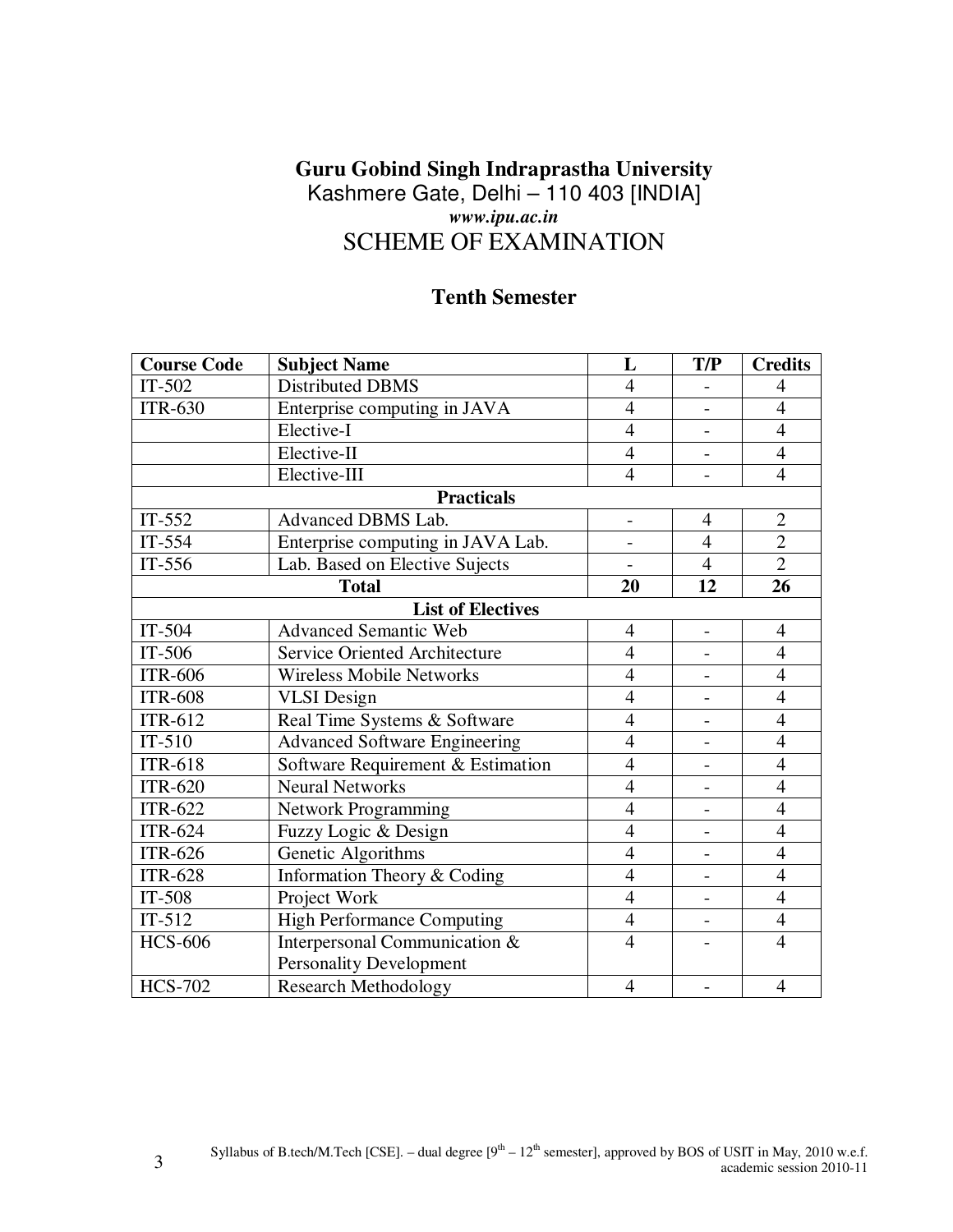**Guru Gobind Singh Indraprastha University**
Kashmere Gate, Delhi – 110 403 [INDIA]
*www.ipu.ac.in*

# SCHEME OF EXAMINATION

## Tenth Semester

| Course Code | Subject Name | L | T/P | Credits |
|---|---|---|---|---|
| IT-502 | Distributed DBMS | 4 | - | 4 |
| ITR-630 | Enterprise computing in JAVA | 4 | - | 4 |
| | Elective-I | 4 | - | 4 |
| | Elective-II | 4 | - | 4 |
| | Elective-III | 4 | - | 4 |
| | **Practicals** | | | |
| IT-552 | Advanced DBMS Lab. | - | 4 | 2 |
| IT-554 | Enterprise computing in JAVA Lab. | - | 4 | 2 |
| IT-556 | Lab. Based on Elective Sujects | - | 4 | 2 |
| | **Total** | **20** | **12** | **26** |
| | **List of Electives** | | | |
| IT-504 | Advanced Semantic Web | 4 | - | 4 |
| IT-506 | Service Oriented Architecture | 4 | - | 4 |
| ITR-606 | Wireless Mobile Networks | 4 | - | 4 |
| ITR-608 | VLSI Design | 4 | - | 4 |
| ITR-612 | Real Time Systems & Software | 4 | - | 4 |
| IT-510 | Advanced Software Engineering | 4 | - | 4 |
| ITR-618 | Software Requirement & Estimation | 4 | - | 4 |
| ITR-620 | Neural Networks | 4 | - | 4 |
| ITR-622 | Network Programming | 4 | - | 4 |
| ITR-624 | Fuzzy Logic & Design | 4 | - | 4 |
| ITR-626 | Genetic Algorithms | 4 | - | 4 |
| ITR-628 | Information Theory & Coding | 4 | - | 4 |
| IT-508 | Project Work | 4 | - | 4 |
| IT-512 | High Performance Computing | 4 | - | 4 |
| HCS-606 | Interpersonal Communication & Personality Development | 4 | - | 4 |
| HCS-702 | Research Methodology | 4 | - | 4 |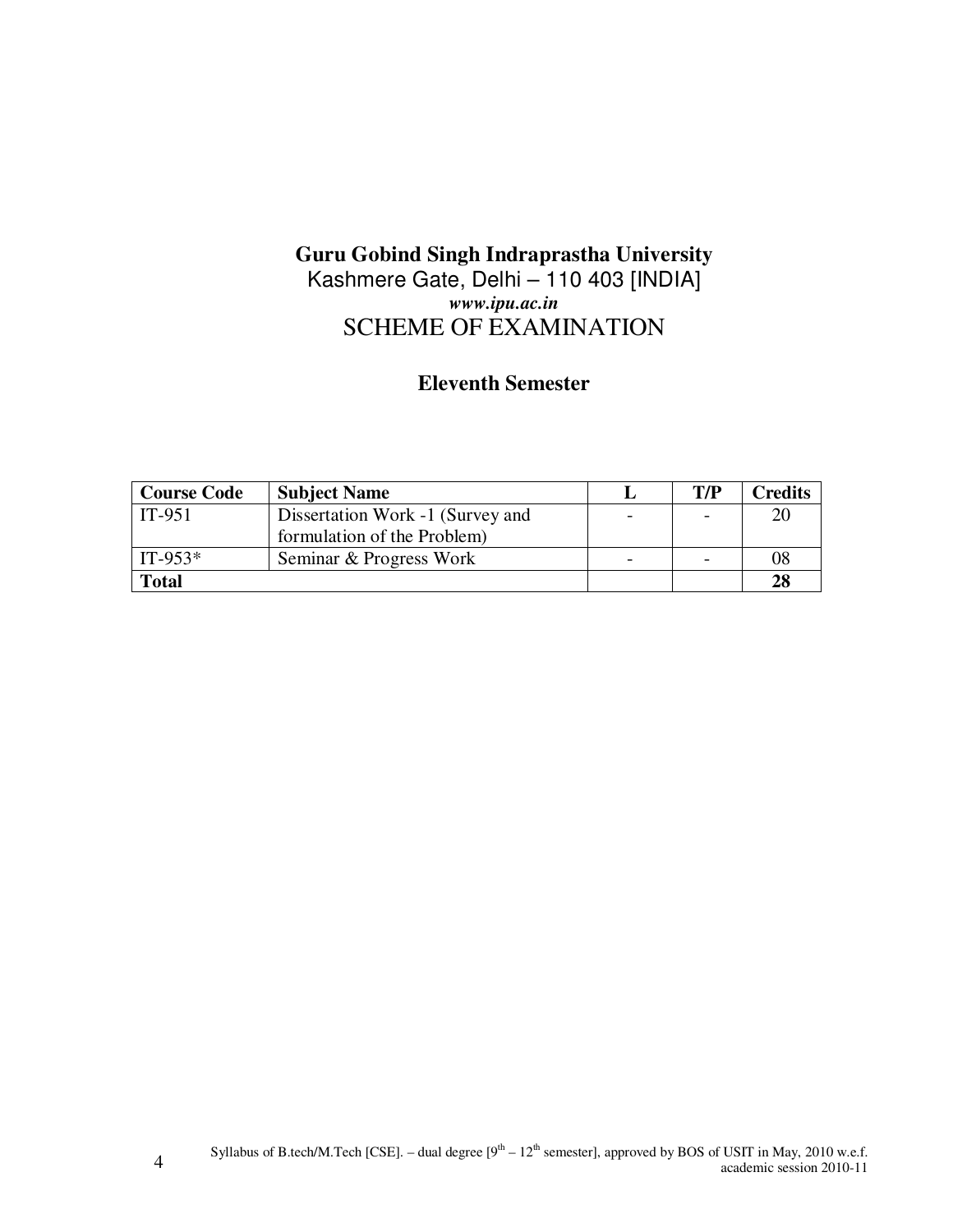**Guru Gobind Singh Indraprastha University**

Kashmere Gate, Delhi – 110 403 [INDIA]

***www.ipu.ac.in***

SCHEME OF EXAMINATION

**Eleventh Semester**

| **Course Code** | **Subject Name** | **L** | **T/P** | **Credits** |
|---|---|---|---|---|
| IT-951 | Dissertation Work -1 (Survey and formulation of the Problem) | - | - | 20 |
| IT-953* | Seminar & Progress Work | - | - | 08 |
| **Total** | | | | **28** |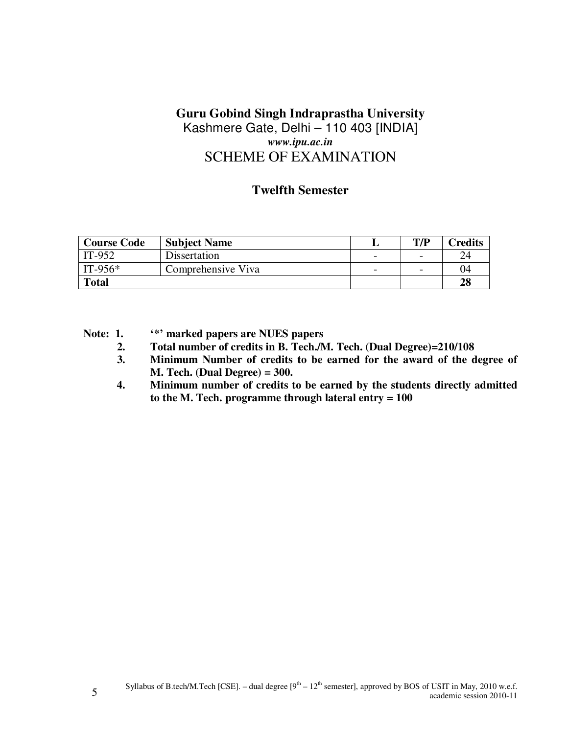# Guru Gobind Singh Indraprastha University

Kashmere Gate, Delhi – 110 403 [INDIA]

***www.ipu.ac.in***

## SCHEME OF EXAMINATION

### Twelfth Semester

| Course Code | Subject Name | L | T/P | Credits |
|---|---|---|---|---|
| IT-952 | Dissertation | - | - | 24 |
| IT-956* | Comprehensive Viva | - | - | 04 |
| **Total** | | | | **28** |

**Note:**

1. **'*' marked papers are NUES papers**
2. **Total number of credits in B. Tech./M. Tech. (Dual Degree)=210/108**
3. **Minimum Number of credits to be earned for the award of the degree of M. Tech. (Dual Degree) = 300.**
4. **Minimum number of credits to be earned by the students directly admitted to the M. Tech. programme through lateral entry = 100**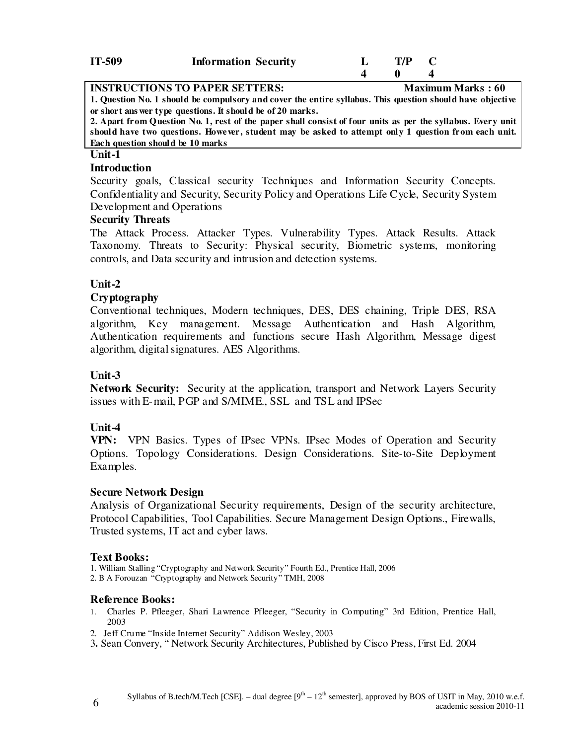| IT-509 | Information Security | L | T/P | C |
|---|---|---|---|---|
| | | 4 | 0 | 4 |

**INSTRUCTIONS TO PAPER SETTERS:** **Maximum Marks : 60**

**1. Question No. 1 should be compulsory and cover the entire syllabus. This question should have objective or short answer type questions. It should be of 20 marks.**

**2. Apart from Question No. 1, rest of the paper shall consist of four units as per the syllabus. Every unit should have two questions. However, student may be asked to attempt only 1 question from each unit. Each question should be 10 marks**

## Unit-1

### Introduction

Security goals, Classical security Techniques and Information Security Concepts. Confidentiality and Security, Security Policy and Operations Life Cycle, Security System Development and Operations

### Security Threats

The Attack Process. Attacker Types. Vulnerability Types. Attack Results. Attack Taxonomy. Threats to Security: Physical security, Biometric systems, monitoring controls, and Data security and intrusion and detection systems.

## Unit-2

### Cryptography

Conventional techniques, Modern techniques, DES, DES chaining, Triple DES, RSA algorithm, Key management. Message Authentication and Hash Algorithm, Authentication requirements and functions secure Hash Algorithm, Message digest algorithm, digital signatures. AES Algorithms.

## Unit-3

**Network Security:** Security at the application, transport and Network Layers Security issues with E-mail, PGP and S/MIME., SSL and TSL and IPSec

## Unit-4

**VPN:** VPN Basics. Types of IPsec VPNs. IPsec Modes of Operation and Security Options. Topology Considerations. Design Considerations. Site-to-Site Deployment Examples.

### Secure Network Design

Analysis of Organizational Security requirements, Design of the security architecture, Protocol Capabilities, Tool Capabilities. Secure Management Design Options., Firewalls, Trusted systems, IT act and cyber laws.

### Text Books:

1. William Stalling "Cryptography and Network Security" Fourth Ed., Prentice Hall, 2006
2. B A Forouzan "Cryptography and Network Security" TMH, 2008

### Reference Books:

1. Charles P. Pfleeger, Shari Lawrence Pfleeger, "Security in Computing" 3rd Edition, Prentice Hall, 2003
2. Jeff Crume "Inside Internet Security" Addison Wesley, 2003
3. Sean Convery, " Network Security Architectures, Published by Cisco Press, First Ed. 2004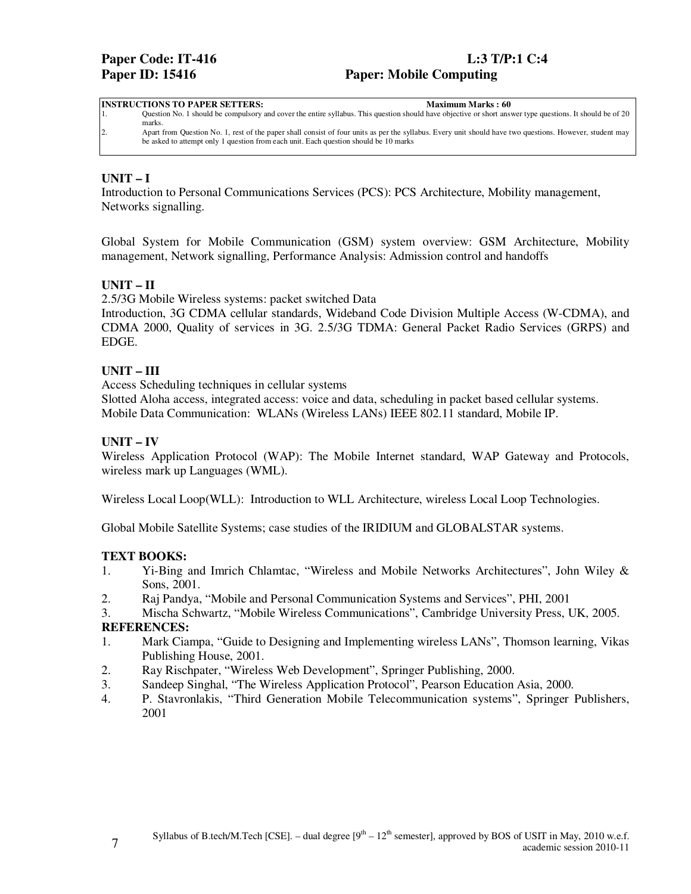**Paper Code: IT-416** **L:3 T/P:1 C:4**
**Paper ID: 15416** **Paper: Mobile Computing**

| **INSTRUCTIONS TO PAPER SETTERS:** | **Maximum Marks : 60** |
|---|---|
| 1. Question No. 1 should be compulsory and cover the entire syllabus. This question should have objective or short answer type questions. It should be of 20 marks. | |
| 2. Apart from Question No. 1, rest of the paper shall consist of four units as per the syllabus. Every unit should have two questions. However, student may be asked to attempt only 1 question from each unit. Each question should be 10 marks | |

## UNIT – I

Introduction to Personal Communications Services (PCS): PCS Architecture, Mobility management, Networks signalling.

Global System for Mobile Communication (GSM) system overview: GSM Architecture, Mobility management, Network signalling, Performance Analysis: Admission control and handoffs

## UNIT – II

2.5/3G Mobile Wireless systems: packet switched Data
Introduction, 3G CDMA cellular standards, Wideband Code Division Multiple Access (W-CDMA), and CDMA 2000, Quality of services in 3G. 2.5/3G TDMA: General Packet Radio Services (GRPS) and EDGE.

## UNIT – III

Access Scheduling techniques in cellular systems
Slotted Aloha access, integrated access: voice and data, scheduling in packet based cellular systems.
Mobile Data Communication: WLANs (Wireless LANs) IEEE 802.11 standard, Mobile IP.

## UNIT – IV

Wireless Application Protocol (WAP): The Mobile Internet standard, WAP Gateway and Protocols, wireless mark up Languages (WML).

Wireless Local Loop(WLL): Introduction to WLL Architecture, wireless Local Loop Technologies.

Global Mobile Satellite Systems; case studies of the IRIDIUM and GLOBALSTAR systems.

### TEXT BOOKS:

1. Yi-Bing and Imrich Chlamtac, “Wireless and Mobile Networks Architectures”, John Wiley & Sons, 2001.
2. Raj Pandya, “Mobile and Personal Communication Systems and Services”, PHI, 2001
3. Mischa Schwartz, “Mobile Wireless Communications”, Cambridge University Press, UK, 2005.

### REFERENCES:

1. Mark Ciampa, “Guide to Designing and Implementing wireless LANs”, Thomson learning, Vikas Publishing House, 2001.
2. Ray Rischpater, “Wireless Web Development”, Springer Publishing, 2000.
3. Sandeep Singhal, “The Wireless Application Protocol”, Pearson Education Asia, 2000.
4. P. Stavronlakis, “Third Generation Mobile Telecommunication systems”, Springer Publishers, 2001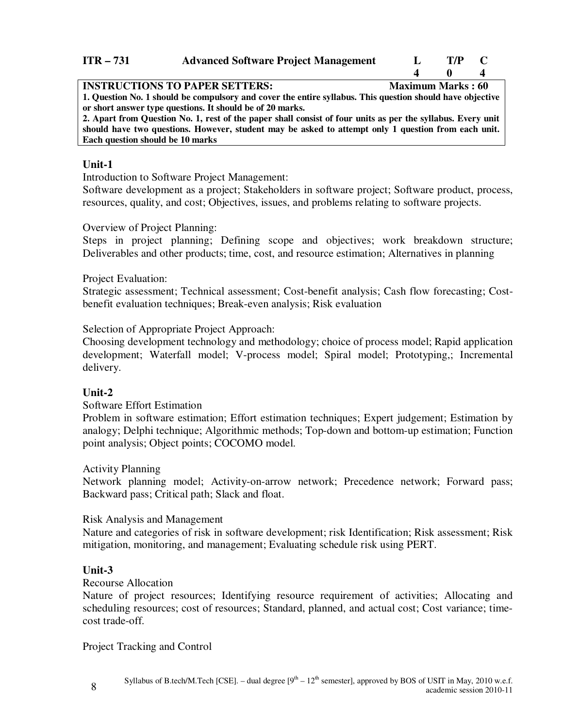| ITR – 731 | Advanced Software Project Management | L | T/P | C |
|---|---|---|---|---|
| | | 4 | 0 | 4 |

**INSTRUCTIONS TO PAPER SETTERS:** **Maximum Marks : 60**

**1. Question No. 1 should be compulsory and cover the entire syllabus. This question should have objective or short answer type questions. It should be of 20 marks.**

**2. Apart from Question No. 1, rest of the paper shall consist of four units as per the syllabus. Every unit should have two questions. However, student may be asked to attempt only 1 question from each unit. Each question should be 10 marks**

### Unit-1

Introduction to Software Project Management:
Software development as a project; Stakeholders in software project; Software product, process, resources, quality, and cost; Objectives, issues, and problems relating to software projects.

Overview of Project Planning:
Steps in project planning; Defining scope and objectives; work breakdown structure; Deliverables and other products; time, cost, and resource estimation; Alternatives in planning

Project Evaluation:
Strategic assessment; Technical assessment; Cost-benefit analysis; Cash flow forecasting; Cost-benefit evaluation techniques; Break-even analysis; Risk evaluation

Selection of Appropriate Project Approach:
Choosing development technology and methodology; choice of process model; Rapid application development; Waterfall model; V-process model; Spiral model; Prototyping,; Incremental delivery.

### Unit-2

Software Effort Estimation
Problem in software estimation; Effort estimation techniques; Expert judgement; Estimation by analogy; Delphi technique; Algorithmic methods; Top-down and bottom-up estimation; Function point analysis; Object points; COCOMO model.

Activity Planning
Network planning model; Activity-on-arrow network; Precedence network; Forward pass; Backward pass; Critical path; Slack and float.

Risk Analysis and Management
Nature and categories of risk in software development; risk Identification; Risk assessment; Risk mitigation, monitoring, and management; Evaluating schedule risk using PERT.

### Unit-3

Recourse Allocation
Nature of project resources; Identifying resource requirement of activities; Allocating and scheduling resources; cost of resources; Standard, planned, and actual cost; Cost variance; time-cost trade-off.

Project Tracking and Control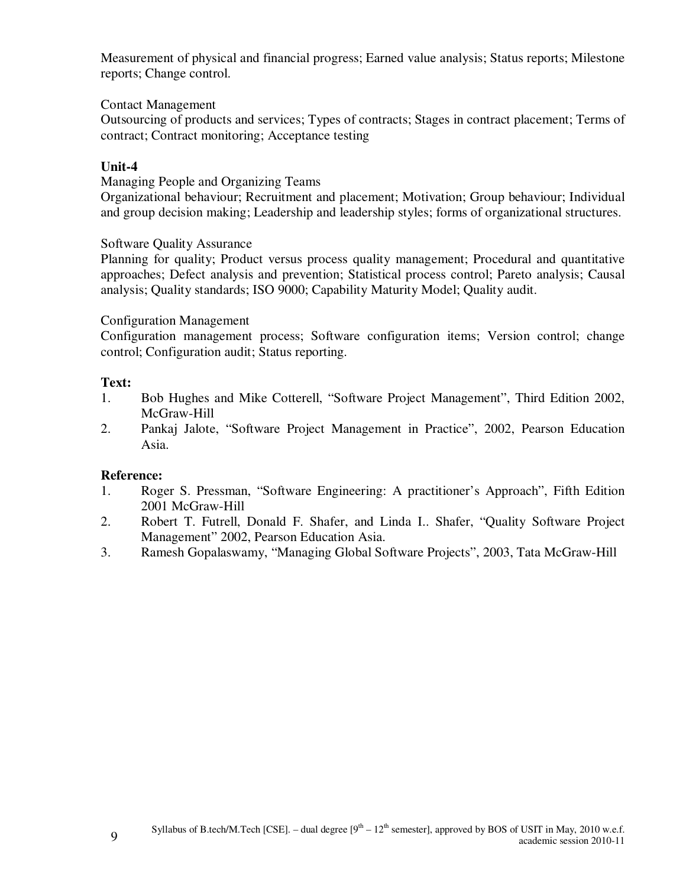Measurement of physical and financial progress; Earned value analysis; Status reports; Milestone reports; Change control.

Contact Management

Outsourcing of products and services; Types of contracts; Stages in contract placement; Terms of contract; Contract monitoring; Acceptance testing

**Unit-4**

Managing People and Organizing Teams

Organizational behaviour; Recruitment and placement; Motivation; Group behaviour; Individual and group decision making; Leadership and leadership styles; forms of organizational structures.

Software Quality Assurance

Planning for quality; Product versus process quality management; Procedural and quantitative approaches; Defect analysis and prevention; Statistical process control; Pareto analysis; Causal analysis; Quality standards; ISO 9000; Capability Maturity Model; Quality audit.

Configuration Management

Configuration management process; Software configuration items; Version control; change control; Configuration audit; Status reporting.

**Text:**

1. Bob Hughes and Mike Cotterell, "Software Project Management", Third Edition 2002, McGraw-Hill
2. Pankaj Jalote, "Software Project Management in Practice", 2002, Pearson Education Asia.

**Reference:**

1. Roger S. Pressman, "Software Engineering: A practitioner's Approach", Fifth Edition 2001 McGraw-Hill
2. Robert T. Futrell, Donald F. Shafer, and Linda I.. Shafer, "Quality Software Project Management" 2002, Pearson Education Asia.
3. Ramesh Gopalaswamy, "Managing Global Software Projects", 2003, Tata McGraw-Hill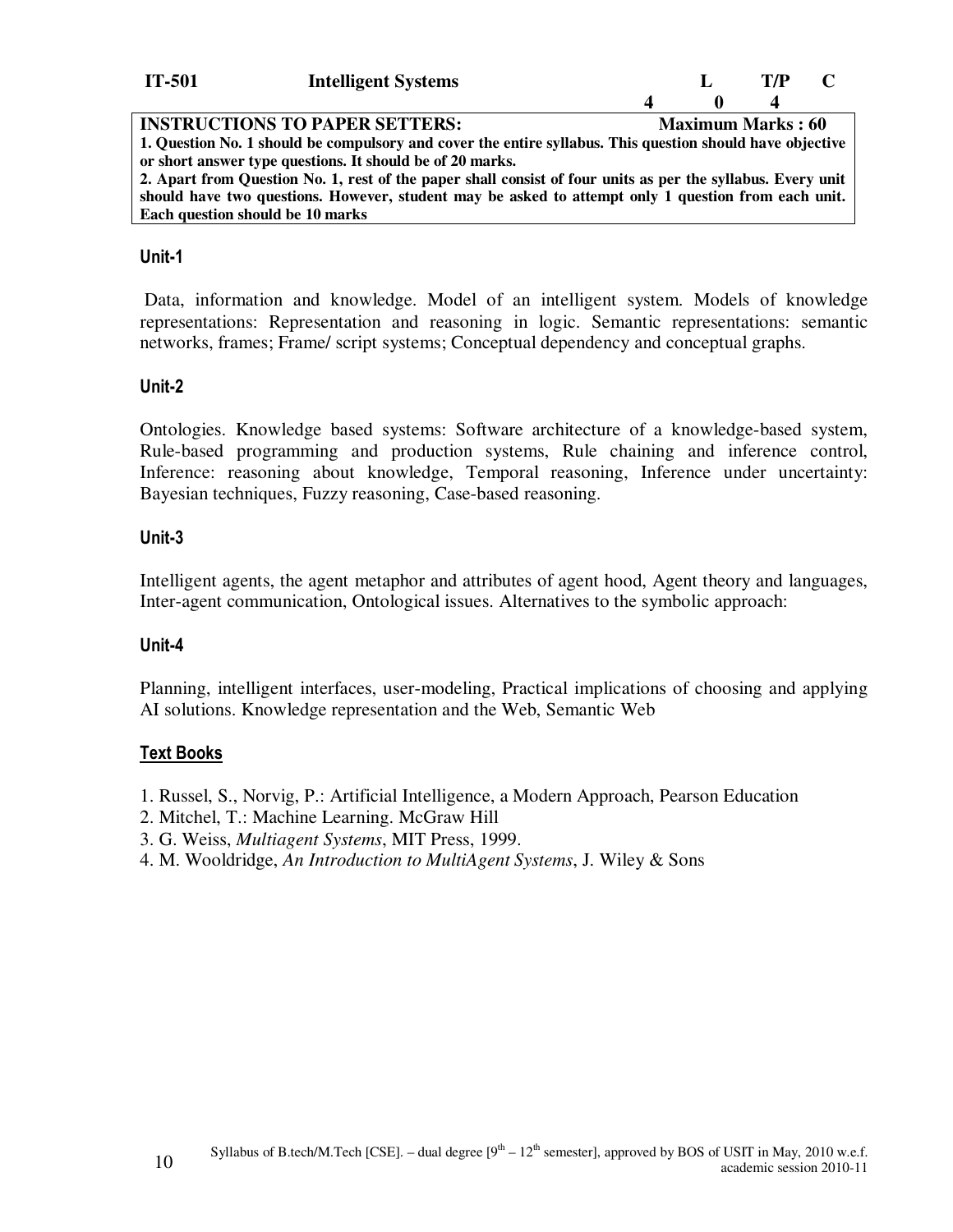| IT-501 | Intelligent Systems | L | T/P | C |
|---|---|---|---|---|
| | | 4 | 0 | 4 |

**INSTRUCTIONS TO PAPER SETTERS:** **Maximum Marks : 60**

**1. Question No. 1 should be compulsory and cover the entire syllabus. This question should have objective or short answer type questions. It should be of 20 marks.**

**2. Apart from Question No. 1, rest of the paper shall consist of four units as per the syllabus. Every unit should have two questions. However, student may be asked to attempt only 1 question from each unit. Each question should be 10 marks**

### Unit-1

Data, information and knowledge. Model of an intelligent system. Models of knowledge representations: Representation and reasoning in logic. Semantic representations: semantic networks, frames; Frame/ script systems; Conceptual dependency and conceptual graphs.

### Unit-2

Ontologies. Knowledge based systems: Software architecture of a knowledge-based system, Rule-based programming and production systems, Rule chaining and inference control, Inference: reasoning about knowledge, Temporal reasoning, Inference under uncertainty: Bayesian techniques, Fuzzy reasoning, Case-based reasoning.

### Unit-3

Intelligent agents, the agent metaphor and attributes of agent hood, Agent theory and languages, Inter-agent communication, Ontological issues. Alternatives to the symbolic approach:

### Unit-4

Planning, intelligent interfaces, user-modeling, Practical implications of choosing and applying AI solutions. Knowledge representation and the Web, Semantic Web

### Text Books

1. Russel, S., Norvig, P.: Artificial Intelligence, a Modern Approach, Pearson Education
2. Mitchel, T.: Machine Learning. McGraw Hill
3. G. Weiss, *Multiagent Systems*, MIT Press, 1999.
4. M. Wooldridge, *An Introduction to MultiAgent Systems*, J. Wiley & Sons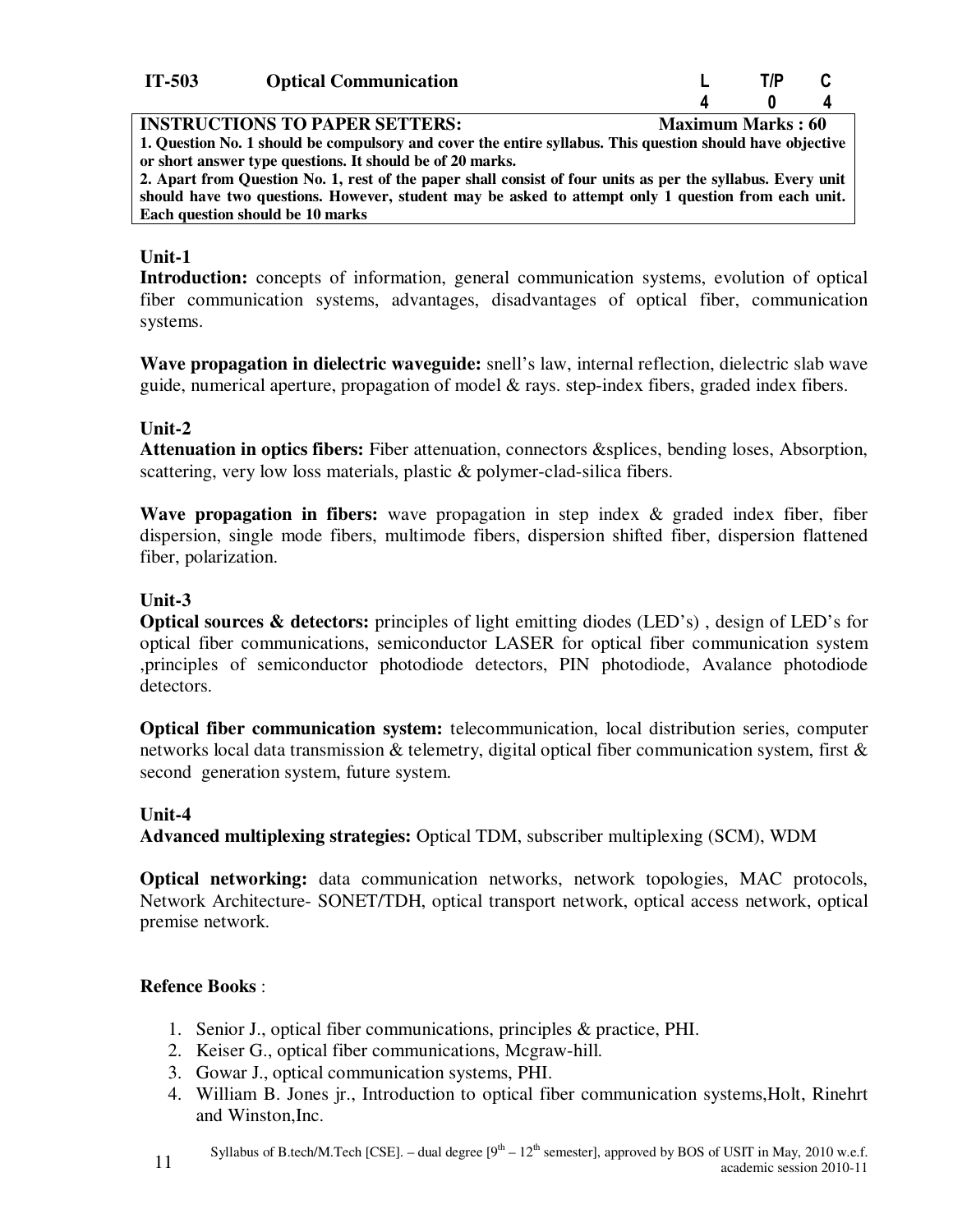| IT-503 | Optical Communication | L | T/P | C |
|---|---|---|---|---|
| | | 4 | 0 | 4 |

**INSTRUCTIONS TO PAPER SETTERS: Maximum Marks : 60**

**1. Question No. 1 should be compulsory and cover the entire syllabus. This question should have objective or short answer type questions. It should be of 20 marks.**

**2. Apart from Question No. 1, rest of the paper shall consist of four units as per the syllabus. Every unit should have two questions. However, student may be asked to attempt only 1 question from each unit. Each question should be 10 marks**

### Unit-1

**Introduction:** concepts of information, general communication systems, evolution of optical fiber communication systems, advantages, disadvantages of optical fiber, communication systems.

**Wave propagation in dielectric waveguide:** snell's law, internal reflection, dielectric slab wave guide, numerical aperture, propagation of model & rays. step-index fibers, graded index fibers.

### Unit-2

**Attenuation in optics fibers:** Fiber attenuation, connectors &splices, bending loses, Absorption, scattering, very low loss materials, plastic & polymer-clad-silica fibers.

**Wave propagation in fibers:** wave propagation in step index & graded index fiber, fiber dispersion, single mode fibers, multimode fibers, dispersion shifted fiber, dispersion flattened fiber, polarization.

### Unit-3

**Optical sources & detectors:** principles of light emitting diodes (LED's) , design of LED's for optical fiber communications, semiconductor LASER for optical fiber communication system ,principles of semiconductor photodiode detectors, PIN photodiode, Avalance photodiode detectors.

**Optical fiber communication system:** telecommunication, local distribution series, computer networks local data transmission & telemetry, digital optical fiber communication system, first & second generation system, future system.

### Unit-4

**Advanced multiplexing strategies:** Optical TDM, subscriber multiplexing (SCM), WDM

**Optical networking:** data communication networks, network topologies, MAC protocols, Network Architecture- SONET/TDH, optical transport network, optical access network, optical premise network.

**Refence Books** :

1. Senior J., optical fiber communications, principles & practice, PHI.
2. Keiser G., optical fiber communications, Mcgraw-hill.
3. Gowar J., optical communication systems, PHI.
4. William B. Jones jr., Introduction to optical fiber communication systems,Holt, Rinehrt and Winston,Inc.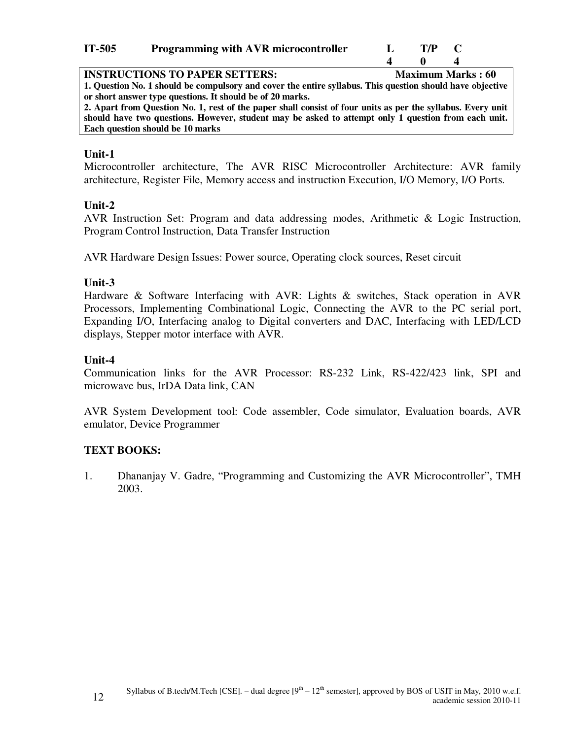| IT-505 | Programming with AVR microcontroller | L | T/P | C |
|---|---|---|---|---|
| | | 4 | 0 | 4 |

**INSTRUCTIONS TO PAPER SETTERS:** **Maximum Marks : 60**

**1. Question No. 1 should be compulsory and cover the entire syllabus. This question should have objective or short answer type questions. It should be of 20 marks.**

**2. Apart from Question No. 1, rest of the paper shall consist of four units as per the syllabus. Every unit should have two questions. However, student may be asked to attempt only 1 question from each unit. Each question should be 10 marks**

### Unit-1

Microcontroller architecture, The AVR RISC Microcontroller Architecture: AVR family architecture, Register File, Memory access and instruction Execution, I/O Memory, I/O Ports.

### Unit-2

AVR Instruction Set: Program and data addressing modes, Arithmetic & Logic Instruction, Program Control Instruction, Data Transfer Instruction

AVR Hardware Design Issues: Power source, Operating clock sources, Reset circuit

### Unit-3

Hardware & Software Interfacing with AVR: Lights & switches, Stack operation in AVR Processors, Implementing Combinational Logic, Connecting the AVR to the PC serial port, Expanding I/O, Interfacing analog to Digital converters and DAC, Interfacing with LED/LCD displays, Stepper motor interface with AVR.

### Unit-4

Communication links for the AVR Processor: RS-232 Link, RS-422/423 link, SPI and microwave bus, IrDA Data link, CAN

AVR System Development tool: Code assembler, Code simulator, Evaluation boards, AVR emulator, Device Programmer

### TEXT BOOKS:

1. Dhananjay V. Gadre, "Programming and Customizing the AVR Microcontroller", TMH 2003.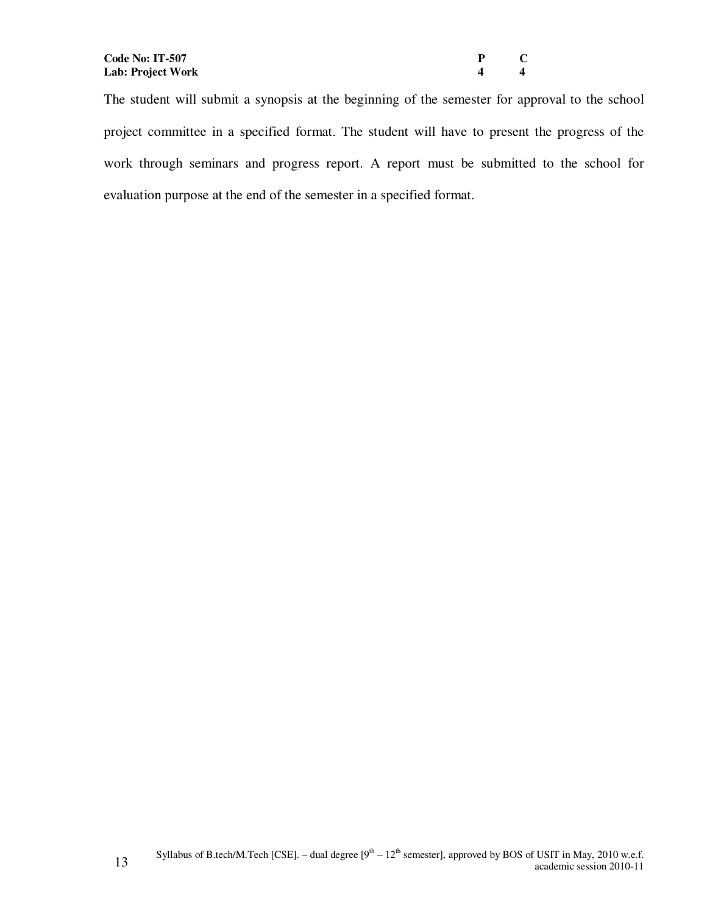| **Code No: IT-507** | **P** | **C** |
|---|---|---|
| **Lab: Project Work** | **4** | **4** |

The student will submit a synopsis at the beginning of the semester for approval to the school project committee in a specified format. The student will have to present the progress of the work through seminars and progress report. A report must be submitted to the school for evaluation purpose at the end of the semester in a specified format.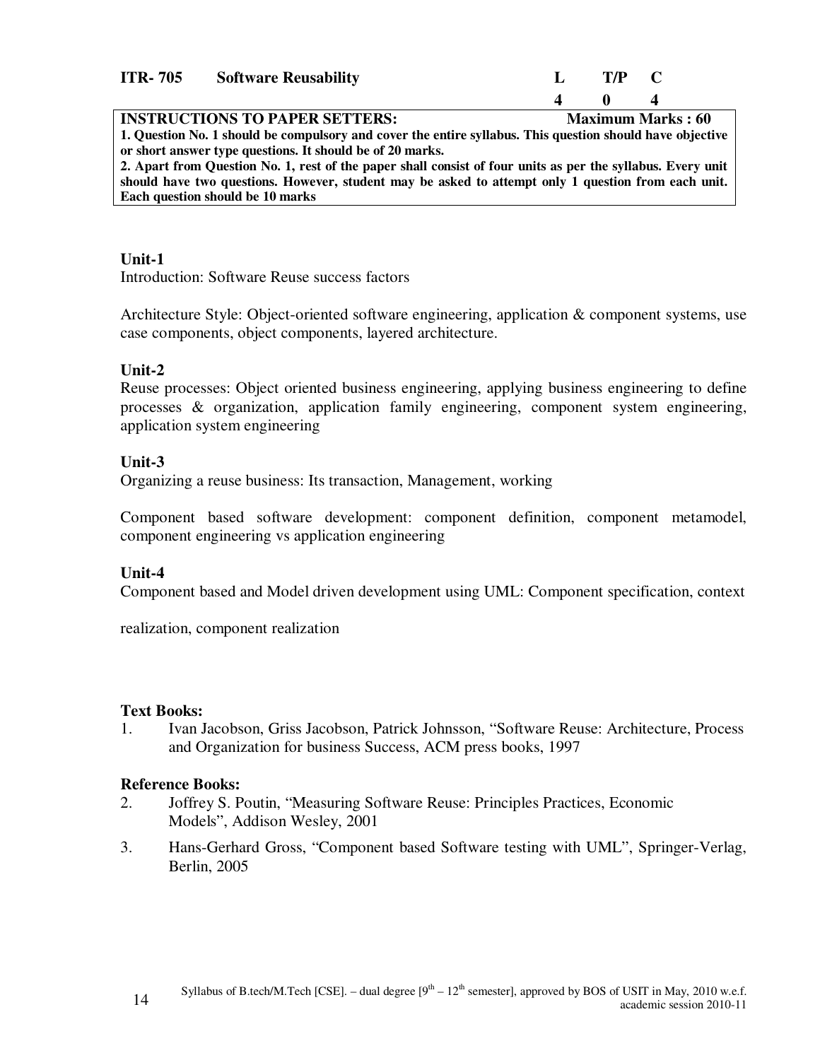**ITR- 705 Software Reusability**

| L | T/P | C |
|---|---|---|
| 4 | 0 | 4 |

| **INSTRUCTIONS TO PAPER SETTERS:** | **Maximum Marks : 60** |
|---|---|
| **1. Question No. 1 should be compulsory and cover the entire syllabus. This question should have objective or short answer type questions. It should be of 20 marks.** | |
| **2. Apart from Question No. 1, rest of the paper shall consist of four units as per the syllabus. Every unit should have two questions. However, student may be asked to attempt only 1 question from each unit. Each question should be 10 marks** | |

### Unit-1

Introduction: Software Reuse success factors

Architecture Style: Object-oriented software engineering, application & component systems, use case components, object components, layered architecture.

### Unit-2

Reuse processes: Object oriented business engineering, applying business engineering to define processes & organization, application family engineering, component system engineering, application system engineering

### Unit-3

Organizing a reuse business: Its transaction, Management, working

Component based software development: component definition, component metamodel, component engineering vs application engineering

### Unit-4

Component based and Model driven development using UML: Component specification, context realization, component realization

### Text Books:

1. Ivan Jacobson, Griss Jacobson, Patrick Johnsson, "Software Reuse: Architecture, Process and Organization for business Success, ACM press books, 1997

### Reference Books:

2. Joffrey S. Poutin, "Measuring Software Reuse: Principles Practices, Economic Models", Addison Wesley, 2001
3. Hans-Gerhard Gross, "Component based Software testing with UML", Springer-Verlag, Berlin, 2005

Syllabus of B.tech/M.Tech [CSE]. – dual degree [9th – 12th semester], approved by BOS of USIT in May, 2010 w.e.f. academic session 2010-11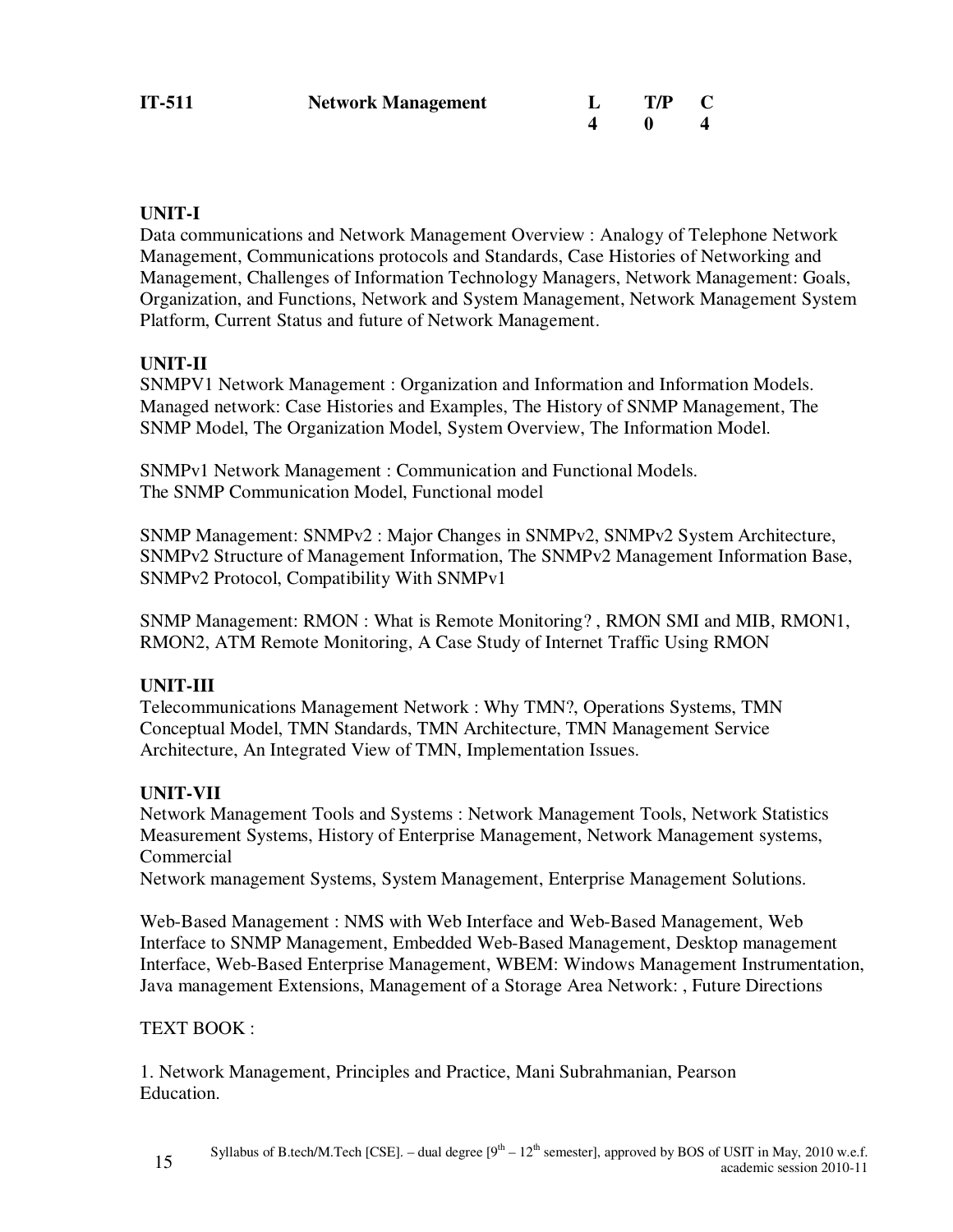| IT-511 | Network Management | L | T/P | C |
|---|---|---|---|---|
| | | 4 | 0 | 4 |

**UNIT-I**

Data communications and Network Management Overview : Analogy of Telephone Network Management, Communications protocols and Standards, Case Histories of Networking and Management, Challenges of Information Technology Managers, Network Management: Goals, Organization, and Functions, Network and System Management, Network Management System Platform, Current Status and future of Network Management.

**UNIT-II**

SNMPV1 Network Management : Organization and Information and Information Models. Managed network: Case Histories and Examples, The History of SNMP Management, The SNMP Model, The Organization Model, System Overview, The Information Model.

SNMPv1 Network Management : Communication and Functional Models.
The SNMP Communication Model, Functional model

SNMP Management: SNMPv2 : Major Changes in SNMPv2, SNMPv2 System Architecture, SNMPv2 Structure of Management Information, The SNMPv2 Management Information Base, SNMPv2 Protocol, Compatibility With SNMPv1

SNMP Management: RMON : What is Remote Monitoring? , RMON SMI and MIB, RMON1, RMON2, ATM Remote Monitoring, A Case Study of Internet Traffic Using RMON

**UNIT-III**

Telecommunications Management Network : Why TMN?, Operations Systems, TMN Conceptual Model, TMN Standards, TMN Architecture, TMN Management Service Architecture, An Integrated View of TMN, Implementation Issues.

**UNIT-VII**

Network Management Tools and Systems : Network Management Tools, Network Statistics Measurement Systems, History of Enterprise Management, Network Management systems, Commercial
Network management Systems, System Management, Enterprise Management Solutions.

Web-Based Management : NMS with Web Interface and Web-Based Management, Web Interface to SNMP Management, Embedded Web-Based Management, Desktop management Interface, Web-Based Enterprise Management, WBEM: Windows Management Instrumentation, Java management Extensions, Management of a Storage Area Network: , Future Directions

TEXT BOOK :

1. Network Management, Principles and Practice, Mani Subrahmanian, Pearson Education.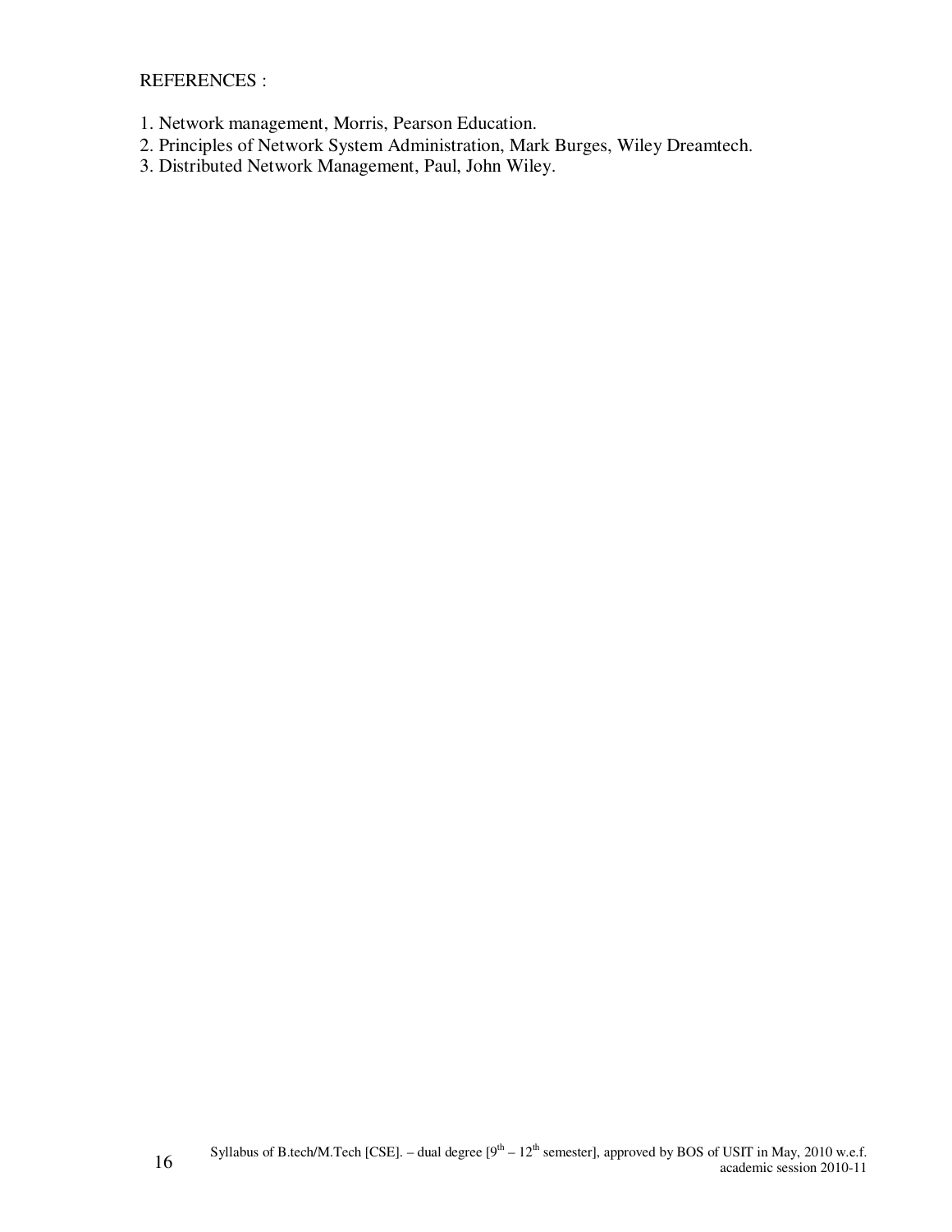REFERENCES :

1. Network management, Morris, Pearson Education.
2. Principles of Network System Administration, Mark Burges, Wiley Dreamtech.
3. Distributed Network Management, Paul, John Wiley.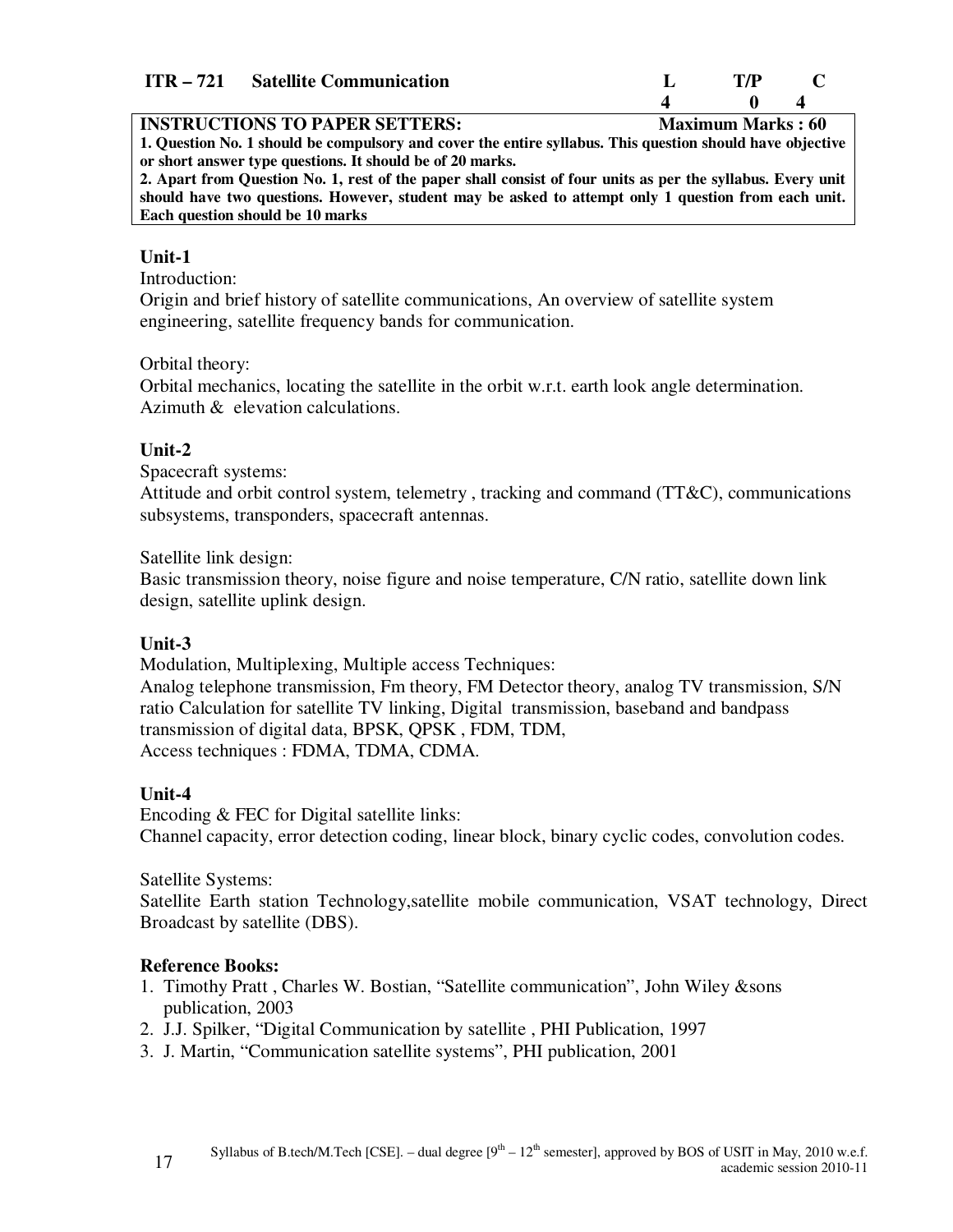## ITR – 721 Satellite Communication

| L | T/P | C |
|---|---|---|
| 4 | 0 | 4 |

**INSTRUCTIONS TO PAPER SETTERS:** **Maximum Marks : 60**

**1. Question No. 1 should be compulsory and cover the entire syllabus. This question should have objective or short answer type questions. It should be of 20 marks.**

**2. Apart from Question No. 1, rest of the paper shall consist of four units as per the syllabus. Every unit should have two questions. However, student may be asked to attempt only 1 question from each unit. Each question should be 10 marks**

### Unit-1

Introduction:

Origin and brief history of satellite communications, An overview of satellite system engineering, satellite frequency bands for communication.

Orbital theory:

Orbital mechanics, locating the satellite in the orbit w.r.t. earth look angle determination. Azimuth & elevation calculations.

### Unit-2

Spacecraft systems:

Attitude and orbit control system, telemetry , tracking and command (TT&C), communications subsystems, transponders, spacecraft antennas.

Satellite link design:

Basic transmission theory, noise figure and noise temperature, C/N ratio, satellite down link design, satellite uplink design.

### Unit-3

Modulation, Multiplexing, Multiple access Techniques:

Analog telephone transmission, Fm theory, FM Detector theory, analog TV transmission, S/N ratio Calculation for satellite TV linking, Digital transmission, baseband and bandpass transmission of digital data, BPSK, QPSK , FDM, TDM,

Access techniques : FDMA, TDMA, CDMA.

### Unit-4

Encoding & FEC for Digital satellite links:

Channel capacity, error detection coding, linear block, binary cyclic codes, convolution codes.

Satellite Systems:

Satellite Earth station Technology,satellite mobile communication, VSAT technology, Direct Broadcast by satellite (DBS).

### Reference Books:

1. Timothy Pratt , Charles W. Bostian, "Satellite communication", John Wiley &sons publication, 2003
2. J.J. Spilker, "Digital Communication by satellite , PHI Publication, 1997
3. J. Martin, "Communication satellite systems", PHI publication, 2001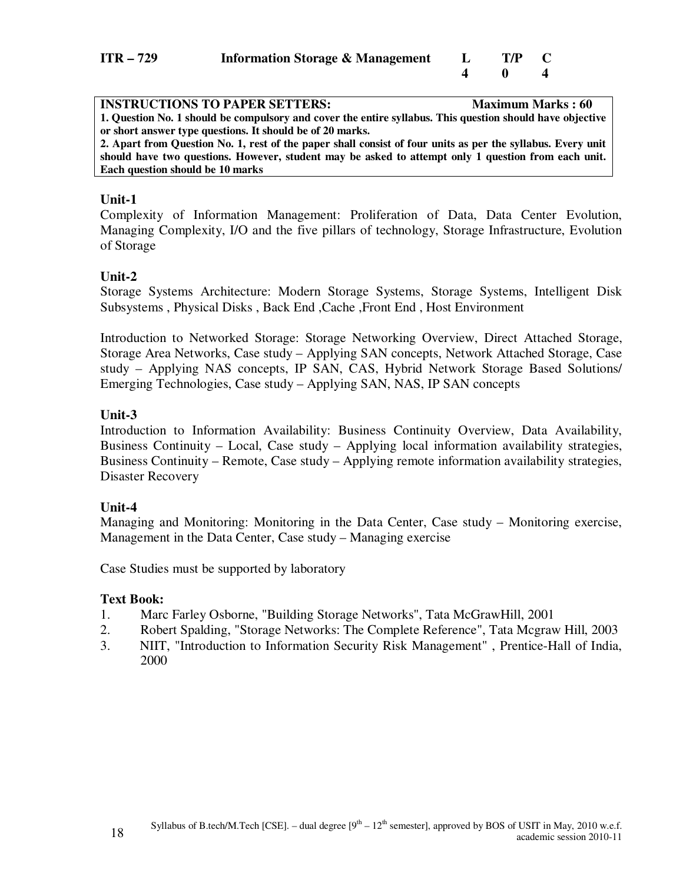| ITR – 729 | Information Storage & Management | L | T/P | C |
|---|---|---|---|---|
| | | 4 | 0 | 4 |

**INSTRUCTIONS TO PAPER SETTERS:** **Maximum Marks : 60**

**1. Question No. 1 should be compulsory and cover the entire syllabus. This question should have objective or short answer type questions. It should be of 20 marks.**

**2. Apart from Question No. 1, rest of the paper shall consist of four units as per the syllabus. Every unit should have two questions. However, student may be asked to attempt only 1 question from each unit. Each question should be 10 marks**

### Unit-1

Complexity of Information Management: Proliferation of Data, Data Center Evolution, Managing Complexity, I/O and the five pillars of technology, Storage Infrastructure, Evolution of Storage

### Unit-2

Storage Systems Architecture: Modern Storage Systems, Storage Systems, Intelligent Disk Subsystems , Physical Disks , Back End ,Cache ,Front End , Host Environment

Introduction to Networked Storage: Storage Networking Overview, Direct Attached Storage, Storage Area Networks, Case study – Applying SAN concepts, Network Attached Storage, Case study – Applying NAS concepts, IP SAN, CAS, Hybrid Network Storage Based Solutions/ Emerging Technologies, Case study – Applying SAN, NAS, IP SAN concepts

### Unit-3

Introduction to Information Availability: Business Continuity Overview, Data Availability, Business Continuity – Local, Case study – Applying local information availability strategies, Business Continuity – Remote, Case study – Applying remote information availability strategies, Disaster Recovery

### Unit-4

Managing and Monitoring: Monitoring in the Data Center, Case study – Monitoring exercise, Management in the Data Center, Case study – Managing exercise

Case Studies must be supported by laboratory

### Text Book:

1. Marc Farley Osborne, "Building Storage Networks", Tata McGrawHill, 2001
2. Robert Spalding, "Storage Networks: The Complete Reference", Tata Mcgraw Hill, 2003
3. NIIT, "Introduction to Information Security Risk Management" , Prentice-Hall of India, 2000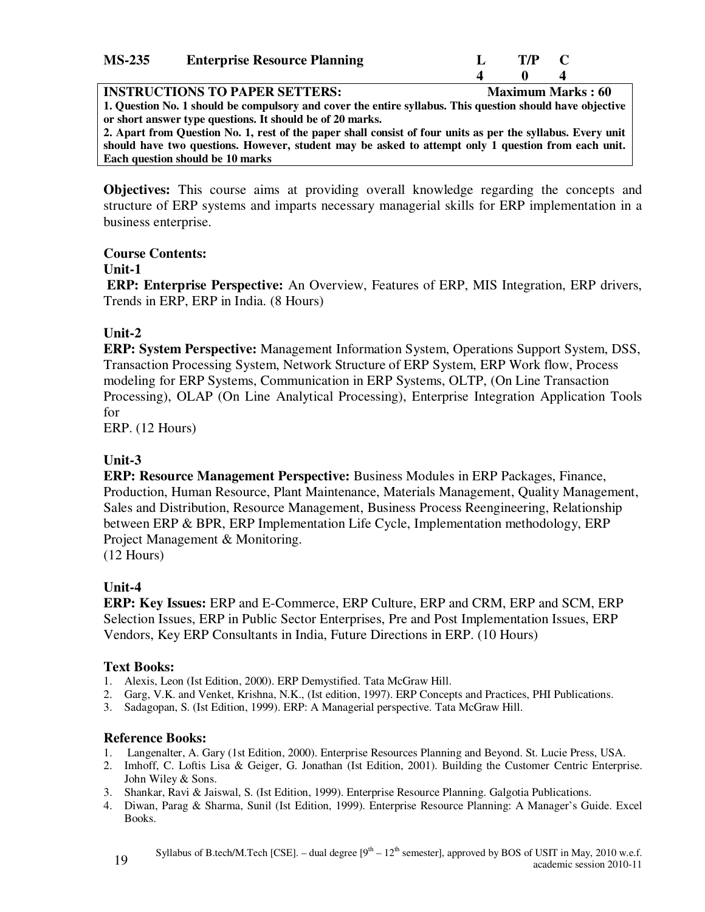| **MS-235** | **Enterprise Resource Planning** | **L** | **T/P** | **C** |
|---|---|---|---|---|
| | | **4** | **0** | **4** |

**INSTRUCTIONS TO PAPER SETTERS:** **Maximum Marks : 60**

**1. Question No. 1 should be compulsory and cover the entire syllabus. This question should have objective or short answer type questions. It should be of 20 marks.**

**2. Apart from Question No. 1, rest of the paper shall consist of four units as per the syllabus. Every unit should have two questions. However, student may be asked to attempt only 1 question from each unit. Each question should be 10 marks**

**Objectives:** This course aims at providing overall knowledge regarding the concepts and structure of ERP systems and imparts necessary managerial skills for ERP implementation in a business enterprise.

**Course Contents:**

**Unit-1**

**ERP: Enterprise Perspective:** An Overview, Features of ERP, MIS Integration, ERP drivers, Trends in ERP, ERP in India. (8 Hours)

**Unit-2**

**ERP: System Perspective:** Management Information System, Operations Support System, DSS, Transaction Processing System, Network Structure of ERP System, ERP Work flow, Process modeling for ERP Systems, Communication in ERP Systems, OLTP, (On Line Transaction Processing), OLAP (On Line Analytical Processing), Enterprise Integration Application Tools for
ERP. (12 Hours)

**Unit-3**

**ERP: Resource Management Perspective:** Business Modules in ERP Packages, Finance, Production, Human Resource, Plant Maintenance, Materials Management, Quality Management, Sales and Distribution, Resource Management, Business Process Reengineering, Relationship between ERP & BPR, ERP Implementation Life Cycle, Implementation methodology, ERP Project Management & Monitoring.
(12 Hours)

**Unit-4**

**ERP: Key Issues:** ERP and E-Commerce, ERP Culture, ERP and CRM, ERP and SCM, ERP Selection Issues, ERP in Public Sector Enterprises, Pre and Post Implementation Issues, ERP Vendors, Key ERP Consultants in India, Future Directions in ERP. (10 Hours)

**Text Books:**

1. Alexis, Leon (Ist Edition, 2000). ERP Demystified. Tata McGraw Hill.
2. Garg, V.K. and Venket, Krishna, N.K., (Ist edition, 1997). ERP Concepts and Practices, PHI Publications.
3. Sadagopan, S. (Ist Edition, 1999). ERP: A Managerial perspective. Tata McGraw Hill.

**Reference Books:**

1. Langenalter, A. Gary (1st Edition, 2000). Enterprise Resources Planning and Beyond. St. Lucie Press, USA.
2. Imhoff, C. Loftis Lisa & Geiger, G. Jonathan (Ist Edition, 2001). Building the Customer Centric Enterprise. John Wiley & Sons.
3. Shankar, Ravi & Jaiswal, S. (Ist Edition, 1999). Enterprise Resource Planning. Galgotia Publications.
4. Diwan, Parag & Sharma, Sunil (Ist Edition, 1999). Enterprise Resource Planning: A Manager's Guide. Excel Books.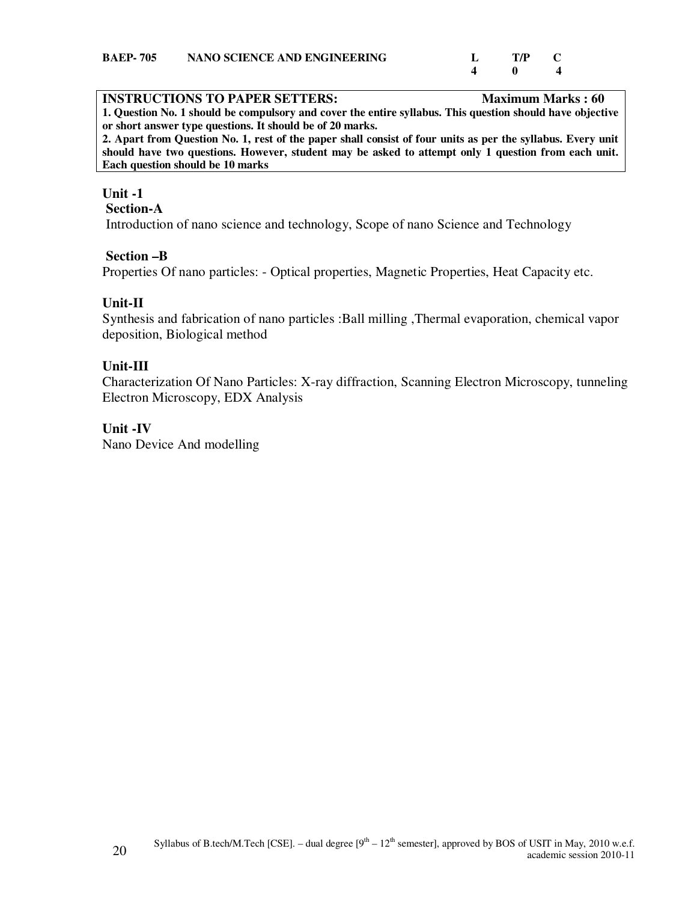**BAEP- 705 NANO SCIENCE AND ENGINEERING**

| L | T/P | C |
|---|---|---|
| 4 | 0 | 4 |

**INSTRUCTIONS TO PAPER SETTERS: Maximum Marks : 60**

**1. Question No. 1 should be compulsory and cover the entire syllabus. This question should have objective or short answer type questions. It should be of 20 marks.**

**2. Apart from Question No. 1, rest of the paper shall consist of four units as per the syllabus. Every unit should have two questions. However, student may be asked to attempt only 1 question from each unit. Each question should be 10 marks**

## Unit -1

### Section-A

Introduction of nano science and technology, Scope of nano Science and Technology

### Section –B

Properties Of nano particles: - Optical properties, Magnetic Properties, Heat Capacity etc.

## Unit-II

Synthesis and fabrication of nano particles :Ball milling ,Thermal evaporation, chemical vapor deposition, Biological method

## Unit-III

Characterization Of Nano Particles: X-ray diffraction, Scanning Electron Microscopy, tunneling Electron Microscopy, EDX Analysis

## Unit -IV

Nano Device And modelling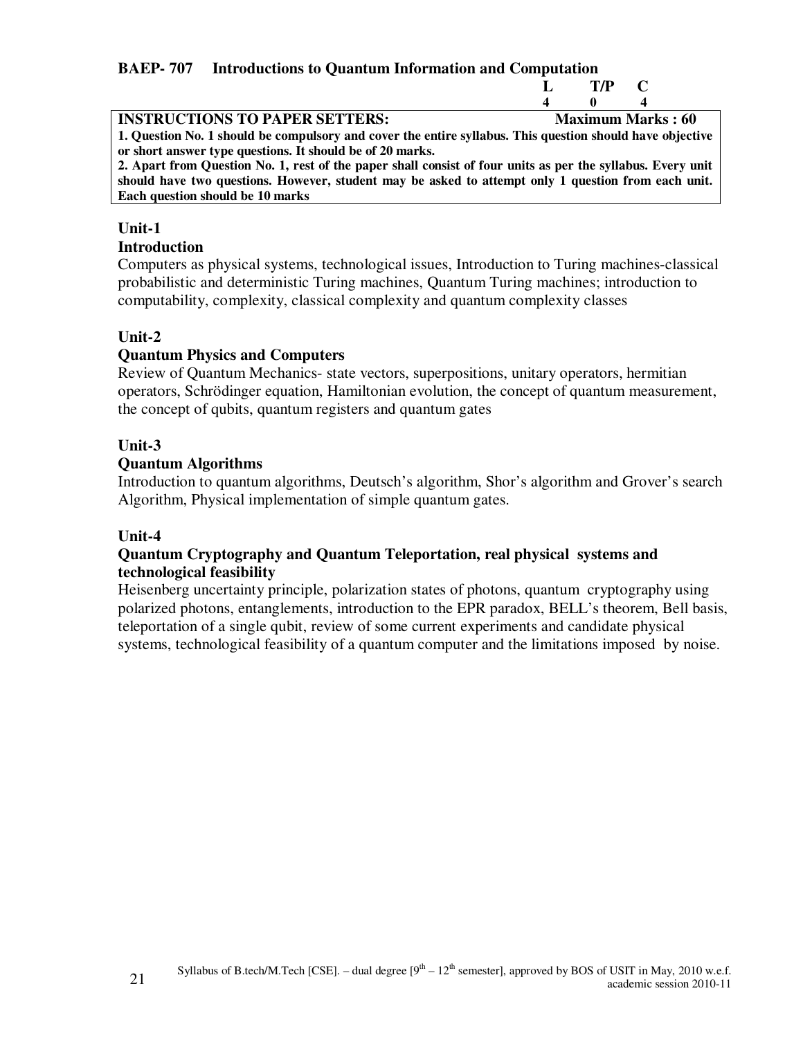## BAEP- 707 Introductions to Quantum Information and Computation

| L | T/P | C |
|---|---|---|
| 4 | 0 | 4 |

| INSTRUCTIONS TO PAPER SETTERS: | Maximum Marks : 60 |
|---|---|
| **1. Question No. 1 should be compulsory and cover the entire syllabus. This question should have objective or short answer type questions. It should be of 20 marks.** | |
| **2. Apart from Question No. 1, rest of the paper shall consist of four units as per the syllabus. Every unit should have two questions. However, student may be asked to attempt only 1 question from each unit. Each question should be 10 marks** | |

### Unit-1

**Introduction**

Computers as physical systems, technological issues, Introduction to Turing machines-classical probabilistic and deterministic Turing machines, Quantum Turing machines; introduction to computability, complexity, classical complexity and quantum complexity classes

### Unit-2

**Quantum Physics and Computers**

Review of Quantum Mechanics- state vectors, superpositions, unitary operators, hermitian operators, Schrödinger equation, Hamiltonian evolution, the concept of quantum measurement, the concept of qubits, quantum registers and quantum gates

### Unit-3

**Quantum Algorithms**

Introduction to quantum algorithms, Deutsch's algorithm, Shor's algorithm and Grover's search Algorithm, Physical implementation of simple quantum gates.

### Unit-4

**Quantum Cryptography and Quantum Teleportation, real physical systems and technological feasibility**

Heisenberg uncertainty principle, polarization states of photons, quantum cryptography using polarized photons, entanglements, introduction to the EPR paradox, BELL's theorem, Bell basis, teleportation of a single qubit, review of some current experiments and candidate physical systems, technological feasibility of a quantum computer and the limitations imposed by noise.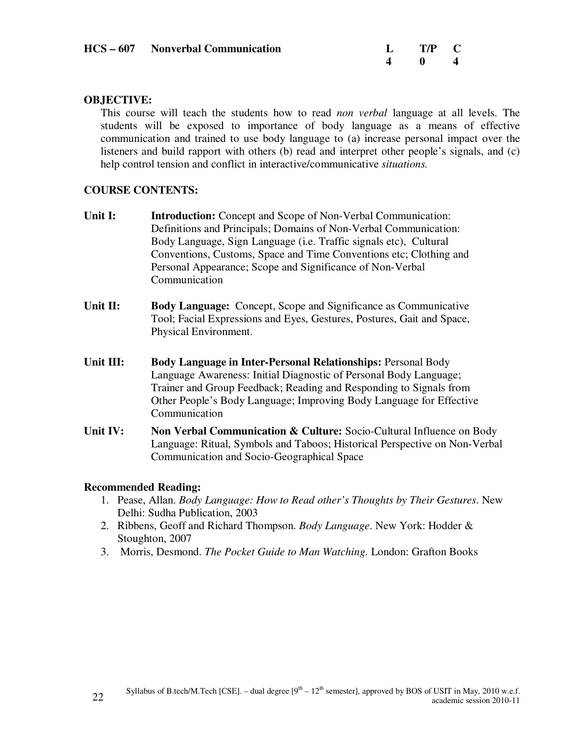**HCS – 607 Nonverbal Communication**

| L | T/P | C |
|---|---|---|
| 4 | 0 | 4 |

**OBJECTIVE:**

This course will teach the students how to read *non verbal* language at all levels. The students will be exposed to importance of body language as a means of effective communication and trained to use body language to (a) increase personal impact over the listeners and build rapport with others (b) read and interpret other people's signals, and (c) help control tension and conflict in interactive/communicative *situations.*

**COURSE CONTENTS:**

**Unit I:** **Introduction:** Concept and Scope of Non-Verbal Communication: Definitions and Principals; Domains of Non-Verbal Communication: Body Language, Sign Language (i.e. Traffic signals etc), Cultural Conventions, Customs, Space and Time Conventions etc; Clothing and Personal Appearance; Scope and Significance of Non-Verbal Communication

**Unit II:** **Body Language:** Concept, Scope and Significance as Communicative Tool; Facial Expressions and Eyes, Gestures, Postures, Gait and Space, Physical Environment.

**Unit III:** **Body Language in Inter-Personal Relationships:** Personal Body Language Awareness: Initial Diagnostic of Personal Body Language; Trainer and Group Feedback; Reading and Responding to Signals from Other People's Body Language; Improving Body Language for Effective Communication

**Unit IV:** **Non Verbal Communication & Culture:** Socio-Cultural Influence on Body Language: Ritual, Symbols and Taboos; Historical Perspective on Non-Verbal Communication and Socio-Geographical Space

**Recommended Reading:**

1. Pease, Allan. *Body Language: How to Read other's Thoughts by Their Gestures*. New Delhi: Sudha Publication, 2003
2. Ribbens, Geoff and Richard Thompson. *Body Language*. New York: Hodder & Stoughton, 2007
3. Morris, Desmond. *The Pocket Guide to Man Watching.* London: Grafton Books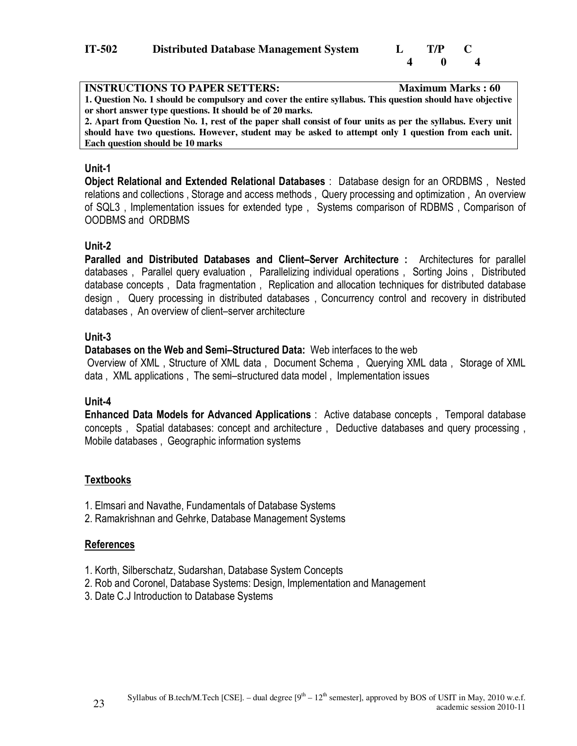**IT-502 Distributed Database Management System**

| L | T/P | C |
|---|---|---|
| 4 | 0 | 4 |

**INSTRUCTIONS TO PAPER SETTERS:** **Maximum Marks : 60**

**1. Question No. 1 should be compulsory and cover the entire syllabus. This question should have objective or short answer type questions. It should be of 20 marks.**

**2. Apart from Question No. 1, rest of the paper shall consist of four units as per the syllabus. Every unit should have two questions. However, student may be asked to attempt only 1 question from each unit. Each question should be 10 marks**

### Unit-1

**Object Relational and Extended Relational Databases** : Database design for an ORDBMS , Nested relations and collections , Storage and access methods , Query processing and optimization , An overview of SQL3 , Implementation issues for extended type , Systems comparison of RDBMS , Comparison of OODBMS and ORDBMS

### Unit-2

**Paralled and Distributed Databases and Client–Server Architecture :** Architectures for parallel databases , Parallel query evaluation , Parallelizing individual operations , Sorting Joins , Distributed database concepts , Data fragmentation , Replication and allocation techniques for distributed database design , Query processing in distributed databases , Concurrency control and recovery in distributed databases , An overview of client–server architecture

### Unit-3

**Databases on the Web and Semi–Structured Data:** Web interfaces to the web

Overview of XML , Structure of XML data , Document Schema , Querying XML data , Storage of XML data , XML applications , The semi–structured data model , Implementation issues

### Unit-4

**Enhanced Data Models for Advanced Applications** : Active database concepts , Temporal database concepts , Spatial databases: concept and architecture , Deductive databases and query processing , Mobile databases , Geographic information systems

### Textbooks

1. Elmsari and Navathe, Fundamentals of Database Systems
2. Ramakrishnan and Gehrke, Database Management Systems

### References

1. Korth, Silberschatz, Sudarshan, Database System Concepts
2. Rob and Coronel, Database Systems: Design, Implementation and Management
3. Date C.J Introduction to Database Systems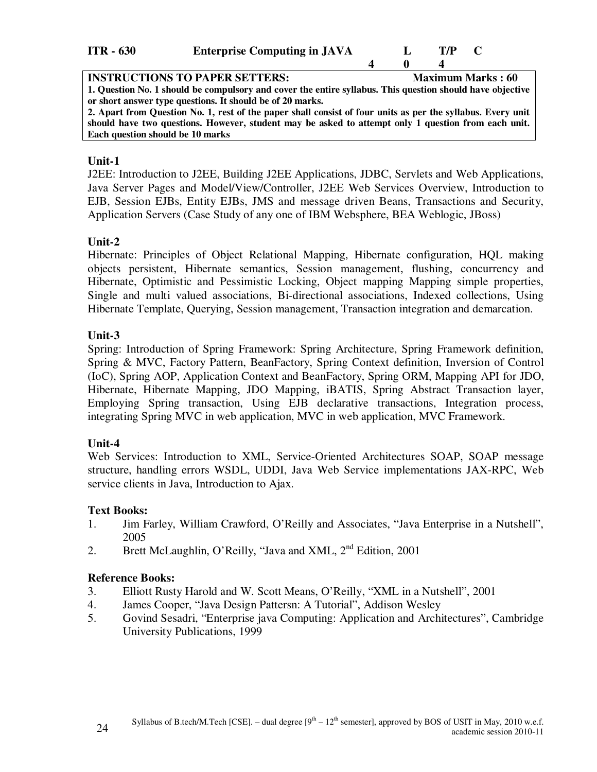| ITR - 630 | Enterprise Computing in JAVA | L | T/P | C |
|---|---|---|---|---|
| | | 4 | 0 | 4 |

**INSTRUCTIONS TO PAPER SETTERS:** **Maximum Marks : 60**

**1. Question No. 1 should be compulsory and cover the entire syllabus. This question should have objective or short answer type questions. It should be of 20 marks.**

**2. Apart from Question No. 1, rest of the paper shall consist of four units as per the syllabus. Every unit should have two questions. However, student may be asked to attempt only 1 question from each unit. Each question should be 10 marks**

### Unit-1

J2EE: Introduction to J2EE, Building J2EE Applications, JDBC, Servlets and Web Applications, Java Server Pages and Model/View/Controller, J2EE Web Services Overview, Introduction to EJB, Session EJBs, Entity EJBs, JMS and message driven Beans, Transactions and Security, Application Servers (Case Study of any one of IBM Websphere, BEA Weblogic, JBoss)

### Unit-2

Hibernate: Principles of Object Relational Mapping, Hibernate configuration, HQL making objects persistent, Hibernate semantics, Session management, flushing, concurrency and Hibernate, Optimistic and Pessimistic Locking, Object mapping Mapping simple properties, Single and multi valued associations, Bi-directional associations, Indexed collections, Using Hibernate Template, Querying, Session management, Transaction integration and demarcation.

### Unit-3

Spring: Introduction of Spring Framework: Spring Architecture, Spring Framework definition, Spring & MVC, Factory Pattern, BeanFactory, Spring Context definition, Inversion of Control (IoC), Spring AOP, Application Context and BeanFactory, Spring ORM, Mapping API for JDO, Hibernate, Hibernate Mapping, JDO Mapping, iBATIS, Spring Abstract Transaction layer, Employing Spring transaction, Using EJB declarative transactions, Integration process, integrating Spring MVC in web application, MVC in web application, MVC Framework.

### Unit-4

Web Services: Introduction to XML, Service-Oriented Architectures SOAP, SOAP message structure, handling errors WSDL, UDDI, Java Web Service implementations JAX-RPC, Web service clients in Java, Introduction to Ajax.

### Text Books:

1. Jim Farley, William Crawford, O'Reilly and Associates, "Java Enterprise in a Nutshell", 2005
2. Brett McLaughlin, O'Reilly, "Java and XML, 2nd Edition, 2001

### Reference Books:

3. Elliott Rusty Harold and W. Scott Means, O'Reilly, "XML in a Nutshell", 2001
4. James Cooper, "Java Design Patternsn: A Tutorial", Addison Wesley
5. Govind Sesadri, "Enterprise java Computing: Application and Architectures", Cambridge University Publications, 1999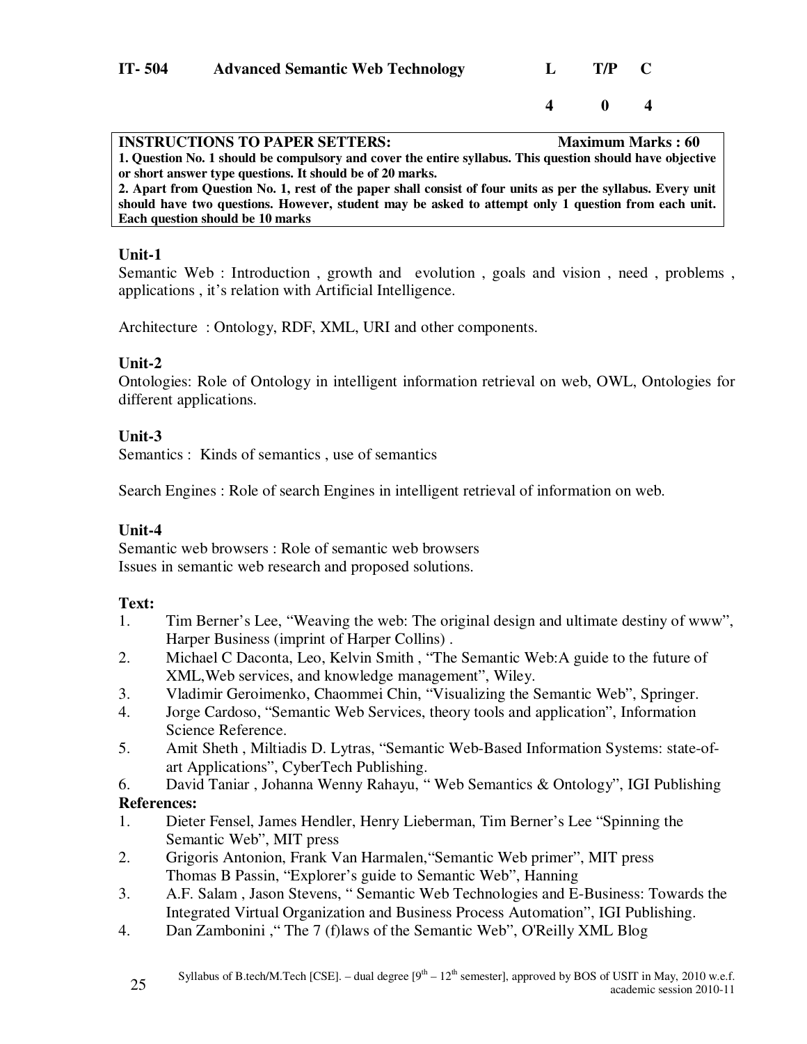**IT- 504 Advanced Semantic Web Technology**

| L | T/P | C |
|---|---|---|
| 4 | 0 | 4 |

**INSTRUCTIONS TO PAPER SETTERS: Maximum Marks : 60**

**1. Question No. 1 should be compulsory and cover the entire syllabus. This question should have objective or short answer type questions. It should be of 20 marks.**

**2. Apart from Question No. 1, rest of the paper shall consist of four units as per the syllabus. Every unit should have two questions. However, student may be asked to attempt only 1 question from each unit. Each question should be 10 marks**

### Unit-1

Semantic Web : Introduction , growth and evolution , goals and vision , need , problems , applications , it's relation with Artificial Intelligence.

Architecture : Ontology, RDF, XML, URI and other components.

### Unit-2

Ontologies: Role of Ontology in intelligent information retrieval on web, OWL, Ontologies for different applications.

### Unit-3

Semantics : Kinds of semantics , use of semantics

Search Engines : Role of search Engines in intelligent retrieval of information on web.

### Unit-4

Semantic web browsers : Role of semantic web browsers
Issues in semantic web research and proposed solutions.

### Text:

1. Tim Berner's Lee, "Weaving the web: The original design and ultimate destiny of www", Harper Business (imprint of Harper Collins) .
2. Michael C Daconta, Leo, Kelvin Smith , "The Semantic Web:A guide to the future of XML,Web services, and knowledge management", Wiley.
3. Vladimir Geroimenko, Chaommei Chin, "Visualizing the Semantic Web", Springer.
4. Jorge Cardoso, "Semantic Web Services, theory tools and application", Information Science Reference.
5. Amit Sheth , Miltiadis D. Lytras, "Semantic Web-Based Information Systems: state-of-art Applications", CyberTech Publishing.
6. David Taniar , Johanna Wenny Rahayu, " Web Semantics & Ontology", IGI Publishing

### References:

1. Dieter Fensel, James Hendler, Henry Lieberman, Tim Berner's Lee "Spinning the Semantic Web", MIT press
2. Grigoris Antonion, Frank Van Harmalen,"Semantic Web primer", MIT press
   Thomas B Passin, "Explorer's guide to Semantic Web", Hanning
3. A.F. Salam , Jason Stevens, " Semantic Web Technologies and E-Business: Towards the Integrated Virtual Organization and Business Process Automation", IGI Publishing.
4. Dan Zambonini ," The 7 (f)laws of the Semantic Web", O'Reilly XML Blog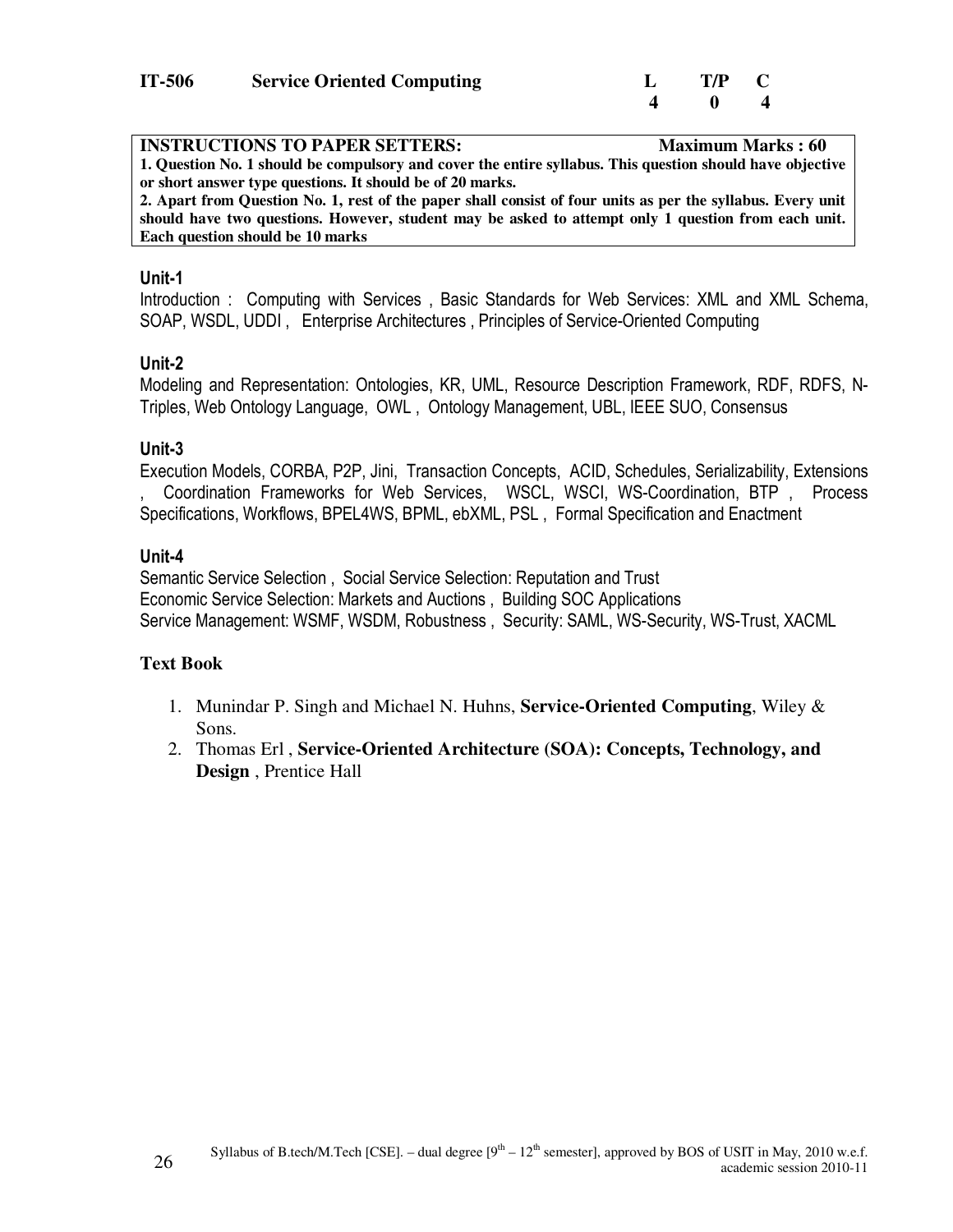| IT-506 | Service Oriented Computing | L | T/P | C |
|---|---|---|---|---|
| | | 4 | 0 | 4 |

**INSTRUCTIONS TO PAPER SETTERS: Maximum Marks : 60**

**1. Question No. 1 should be compulsory and cover the entire syllabus. This question should have objective or short answer type questions. It should be of 20 marks.**

**2. Apart from Question No. 1, rest of the paper shall consist of four units as per the syllabus. Every unit should have two questions. However, student may be asked to attempt only 1 question from each unit. Each question should be 10 marks**

### Unit-1

Introduction : Computing with Services , Basic Standards for Web Services: XML and XML Schema, SOAP, WSDL, UDDI , Enterprise Architectures , Principles of Service-Oriented Computing

### Unit-2

Modeling and Representation: Ontologies, KR, UML, Resource Description Framework, RDF, RDFS, N-Triples, Web Ontology Language, OWL , Ontology Management, UBL, IEEE SUO, Consensus

### Unit-3

Execution Models, CORBA, P2P, Jini, Transaction Concepts, ACID, Schedules, Serializability, Extensions , Coordination Frameworks for Web Services, WSCL, WSCI, WS-Coordination, BTP , Process Specifications, Workflows, BPEL4WS, BPML, ebXML, PSL , Formal Specification and Enactment

### Unit-4

Semantic Service Selection , Social Service Selection: Reputation and Trust
Economic Service Selection: Markets and Auctions , Building SOC Applications
Service Management: WSMF, WSDM, Robustness , Security: SAML, WS-Security, WS-Trust, XACML

### Text Book

1. Munindar P. Singh and Michael N. Huhns, **Service-Oriented Computing**, Wiley & Sons.
2. Thomas Erl , **Service-Oriented Architecture (SOA): Concepts, Technology, and Design** , Prentice Hall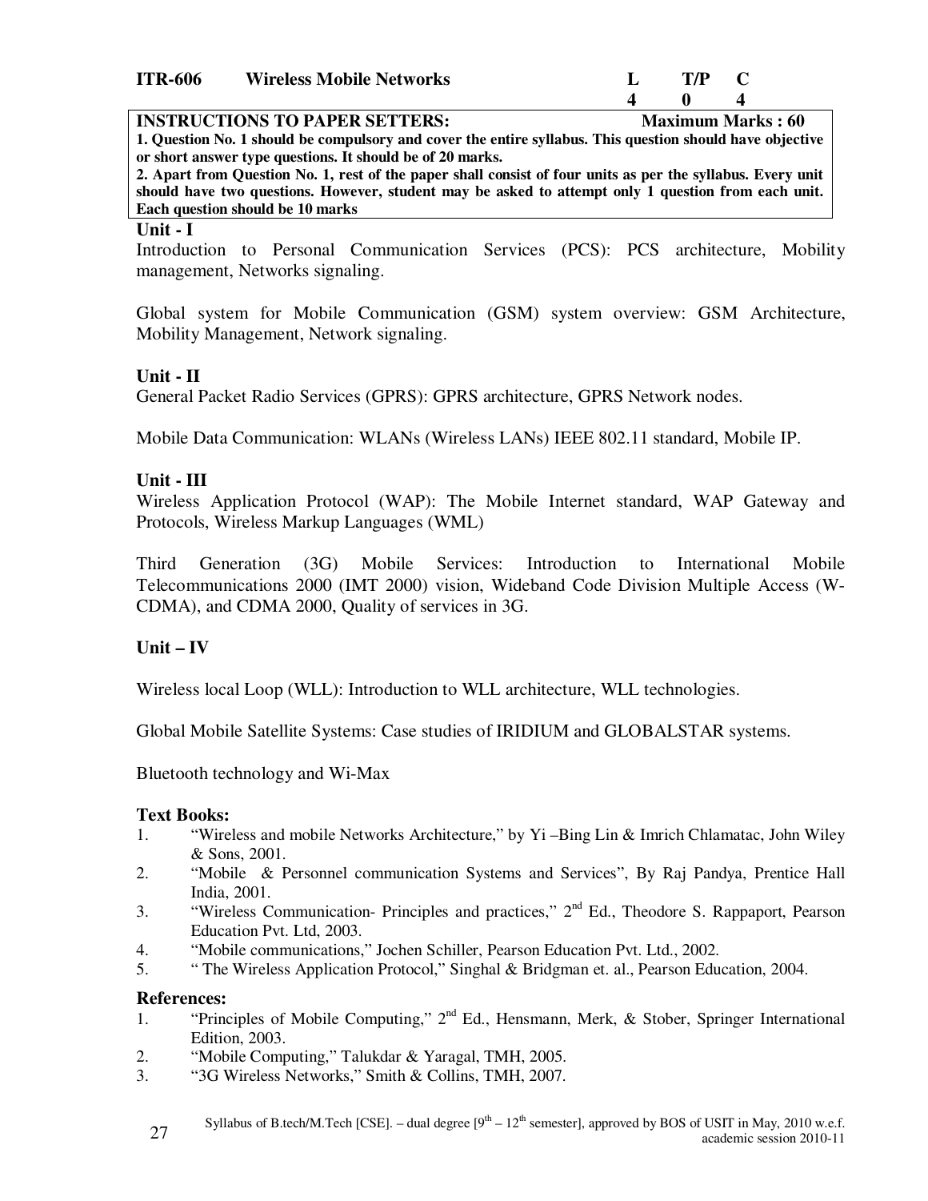| ITR-606 | Wireless Mobile Networks | L | T/P | C |
|---|---|---|---|---|
| | | 4 | 0 | 4 |

**INSTRUCTIONS TO PAPER SETTERS:** **Maximum Marks : 60**

**1. Question No. 1 should be compulsory and cover the entire syllabus. This question should have objective or short answer type questions. It should be of 20 marks.**

**2. Apart from Question No. 1, rest of the paper shall consist of four units as per the syllabus. Every unit should have two questions. However, student may be asked to attempt only 1 question from each unit. Each question should be 10 marks**

### Unit - I

Introduction to Personal Communication Services (PCS): PCS architecture, Mobility management, Networks signaling.

Global system for Mobile Communication (GSM) system overview: GSM Architecture, Mobility Management, Network signaling.

### Unit - II

General Packet Radio Services (GPRS): GPRS architecture, GPRS Network nodes.

Mobile Data Communication: WLANs (Wireless LANs) IEEE 802.11 standard, Mobile IP.

### Unit - III

Wireless Application Protocol (WAP): The Mobile Internet standard, WAP Gateway and Protocols, Wireless Markup Languages (WML)

Third Generation (3G) Mobile Services: Introduction to International Mobile Telecommunications 2000 (IMT 2000) vision, Wideband Code Division Multiple Access (W-CDMA), and CDMA 2000, Quality of services in 3G.

### Unit – IV

Wireless local Loop (WLL): Introduction to WLL architecture, WLL technologies.

Global Mobile Satellite Systems: Case studies of IRIDIUM and GLOBALSTAR systems.

Bluetooth technology and Wi-Max

### Text Books:

1. "Wireless and mobile Networks Architecture," by Yi –Bing Lin & Imrich Chlamatac, John Wiley & Sons, 2001.
2. "Mobile & Personnel communication Systems and Services", By Raj Pandya, Prentice Hall India, 2001.
3. "Wireless Communication- Principles and practices," 2nd Ed., Theodore S. Rappaport, Pearson Education Pvt. Ltd, 2003.
4. "Mobile communications," Jochen Schiller, Pearson Education Pvt. Ltd., 2002.
5. " The Wireless Application Protocol," Singhal & Bridgman et. al., Pearson Education, 2004.

### References:

1. "Principles of Mobile Computing," 2nd Ed., Hensmann, Merk, & Stober, Springer International Edition, 2003.
2. "Mobile Computing," Talukdar & Yaragal, TMH, 2005.
3. "3G Wireless Networks," Smith & Collins, TMH, 2007.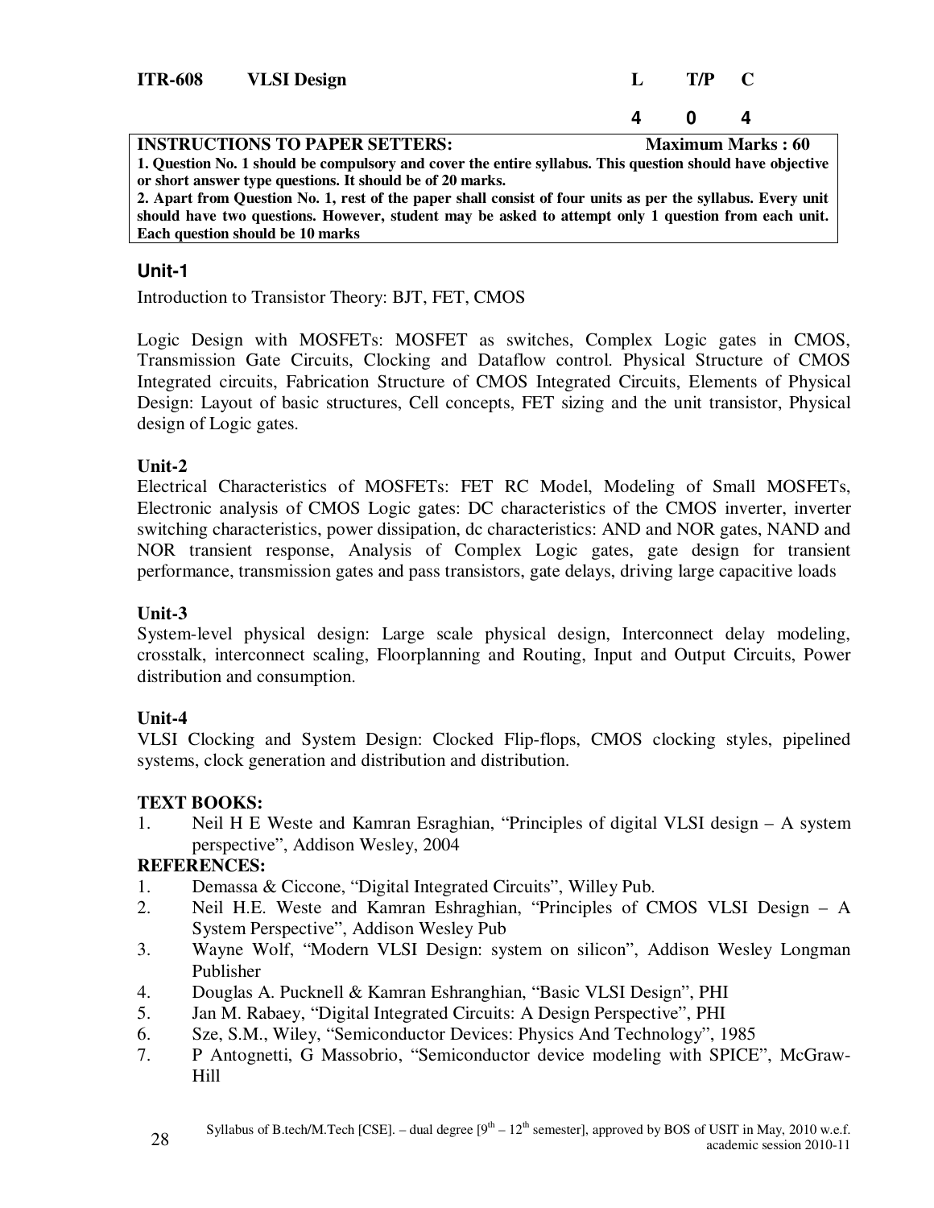| **ITR-608** | **VLSI Design** | **L** | **T/P** | **C** |
|---|---|---|---|---|
| | | **4** | **0** | **4** |

**INSTRUCTIONS TO PAPER SETTERS:** **Maximum Marks : 60**

**1. Question No. 1 should be compulsory and cover the entire syllabus. This question should have objective or short answer type questions. It should be of 20 marks.**

**2. Apart from Question No. 1, rest of the paper shall consist of four units as per the syllabus. Every unit should have two questions. However, student may be asked to attempt only 1 question from each unit. Each question should be 10 marks**

## Unit-1

Introduction to Transistor Theory: BJT, FET, CMOS

Logic Design with MOSFETs: MOSFET as switches, Complex Logic gates in CMOS, Transmission Gate Circuits, Clocking and Dataflow control. Physical Structure of CMOS Integrated circuits, Fabrication Structure of CMOS Integrated Circuits, Elements of Physical Design: Layout of basic structures, Cell concepts, FET sizing and the unit transistor, Physical design of Logic gates.

## Unit-2

Electrical Characteristics of MOSFETs: FET RC Model, Modeling of Small MOSFETs, Electronic analysis of CMOS Logic gates: DC characteristics of the CMOS inverter, inverter switching characteristics, power dissipation, dc characteristics: AND and NOR gates, NAND and NOR transient response, Analysis of Complex Logic gates, gate design for transient performance, transmission gates and pass transistors, gate delays, driving large capacitive loads

## Unit-3

System-level physical design: Large scale physical design, Interconnect delay modeling, crosstalk, interconnect scaling, Floorplanning and Routing, Input and Output Circuits, Power distribution and consumption.

## Unit-4

VLSI Clocking and System Design: Clocked Flip-flops, CMOS clocking styles, pipelined systems, clock generation and distribution and distribution.

**TEXT BOOKS:**

1. Neil H E Weste and Kamran Esraghian, "Principles of digital VLSI design – A system perspective", Addison Wesley, 2004

**REFERENCES:**

1. Demassa & Ciccone, "Digital Integrated Circuits", Willey Pub.
2. Neil H.E. Weste and Kamran Eshraghian, "Principles of CMOS VLSI Design – A System Perspective", Addison Wesley Pub
3. Wayne Wolf, "Modern VLSI Design: system on silicon", Addison Wesley Longman Publisher
4. Douglas A. Pucknell & Kamran Eshranghian, "Basic VLSI Design", PHI
5. Jan M. Rabaey, "Digital Integrated Circuits: A Design Perspective", PHI
6. Sze, S.M., Wiley, "Semiconductor Devices: Physics And Technology", 1985
7. P Antognetti, G Massobrio, "Semiconductor device modeling with SPICE", McGraw-Hill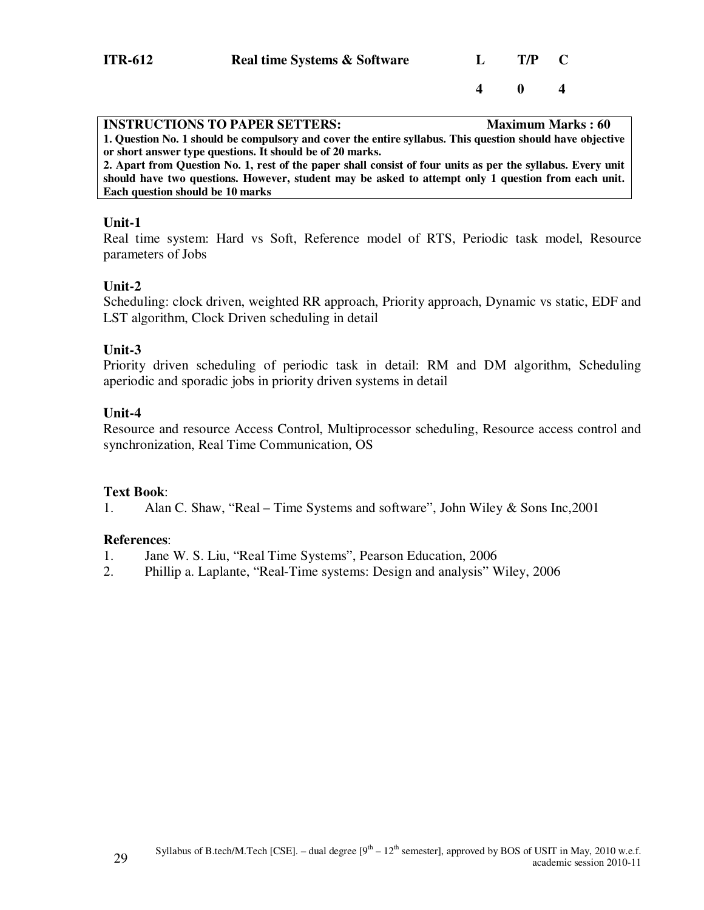| ITR-612 | Real time Systems & Software | L | T/P | C |
| --- | --- | --- | --- | --- |
| | | 4 | 0 | 4 |

**INSTRUCTIONS TO PAPER SETTERS:** **Maximum Marks : 60**

**1. Question No. 1 should be compulsory and cover the entire syllabus. This question should have objective or short answer type questions. It should be of 20 marks.**

**2. Apart from Question No. 1, rest of the paper shall consist of four units as per the syllabus. Every unit should have two questions. However, student may be asked to attempt only 1 question from each unit. Each question should be 10 marks**

### Unit-1

Real time system: Hard vs Soft, Reference model of RTS, Periodic task model, Resource parameters of Jobs

### Unit-2

Scheduling: clock driven, weighted RR approach, Priority approach, Dynamic vs static, EDF and LST algorithm, Clock Driven scheduling in detail

### Unit-3

Priority driven scheduling of periodic task in detail: RM and DM algorithm, Scheduling aperiodic and sporadic jobs in priority driven systems in detail

### Unit-4

Resource and resource Access Control, Multiprocessor scheduling, Resource access control and synchronization, Real Time Communication, OS

**Text Book**:

1. Alan C. Shaw, "Real – Time Systems and software", John Wiley & Sons Inc,2001

**References**:

1. Jane W. S. Liu, "Real Time Systems", Pearson Education, 2006
2. Phillip a. Laplante, "Real-Time systems: Design and analysis" Wiley, 2006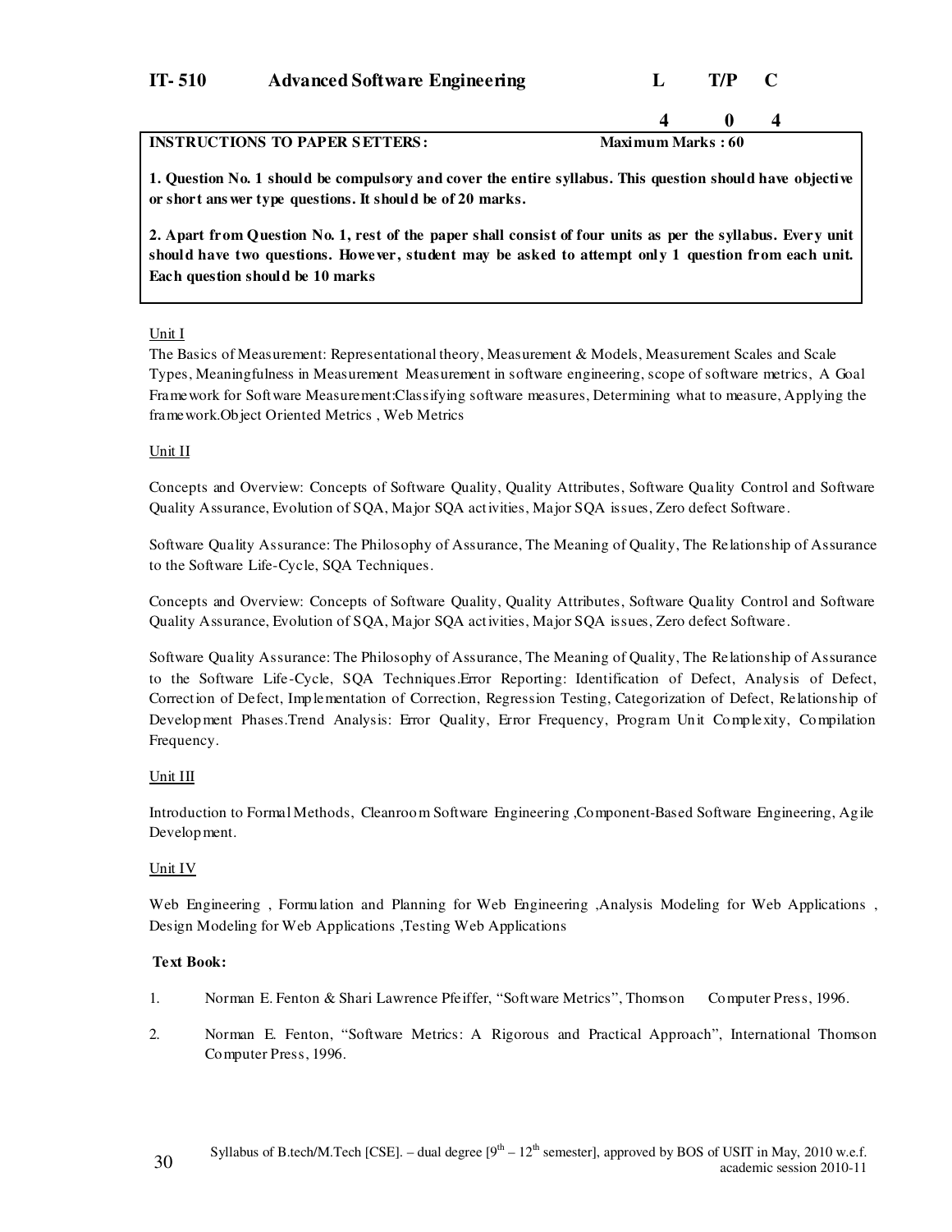| IT- 510 | Advanced Software Engineering | L | T/P | C |
|---|---|---|---|---|
| | | 4 | 0 | 4 |

**INSTRUCTIONS TO PAPER SETTERS:** **Maximum Marks : 60**

**1. Question No. 1 should be compulsory and cover the entire syllabus. This question should have objective or short answer type questions. It should be of 20 marks.**

**2. Apart from Question No. 1, rest of the paper shall consist of four units as per the syllabus. Every unit should have two questions. However, student may be asked to attempt only 1 question from each unit. Each question should be 10 marks**

Unit I

The Basics of Measurement: Representational theory, Measurement & Models, Measurement Scales and Scale Types, Meaningfulness in Measurement Measurement in software engineering, scope of software metrics, A Goal Framework for Software Measurement:Classifying software measures, Determining what to measure, Applying the framework.Object Oriented Metrics , Web Metrics

Unit II

Concepts and Overview: Concepts of Software Quality, Quality Attributes, Software Quality Control and Software Quality Assurance, Evolution of SQA, Major SQA activities, Major SQA issues, Zero defect Software.

Software Quality Assurance: The Philosophy of Assurance, The Meaning of Quality, The Relationship of Assurance to the Software Life-Cycle, SQA Techniques.

Concepts and Overview: Concepts of Software Quality, Quality Attributes, Software Quality Control and Software Quality Assurance, Evolution of SQA, Major SQA activities, Major SQA issues, Zero defect Software.

Software Quality Assurance: The Philosophy of Assurance, The Meaning of Quality, The Relationship of Assurance to the Software Life-Cycle, SQA Techniques.Error Reporting: Identification of Defect, Analysis of Defect, Correction of Defect, Implementation of Correction, Regression Testing, Categorization of Defect, Relationship of Development Phases.Trend Analysis: Error Quality, Error Frequency, Program Unit Complexity, Compilation Frequency.

Unit III

Introduction to Formal Methods, Cleanroom Software Engineering ,Component-Based Software Engineering, Agile Development.

Unit IV

Web Engineering , Formulation and Planning for Web Engineering ,Analysis Modeling for Web Applications , Design Modeling for Web Applications ,Testing Web Applications

**Text Book:**

1. Norman E. Fenton & Shari Lawrence Pfeiffer, "Software Metrics", Thomson Computer Press, 1996.
2. Norman E. Fenton, "Software Metrics: A Rigorous and Practical Approach", International Thomson Computer Press, 1996.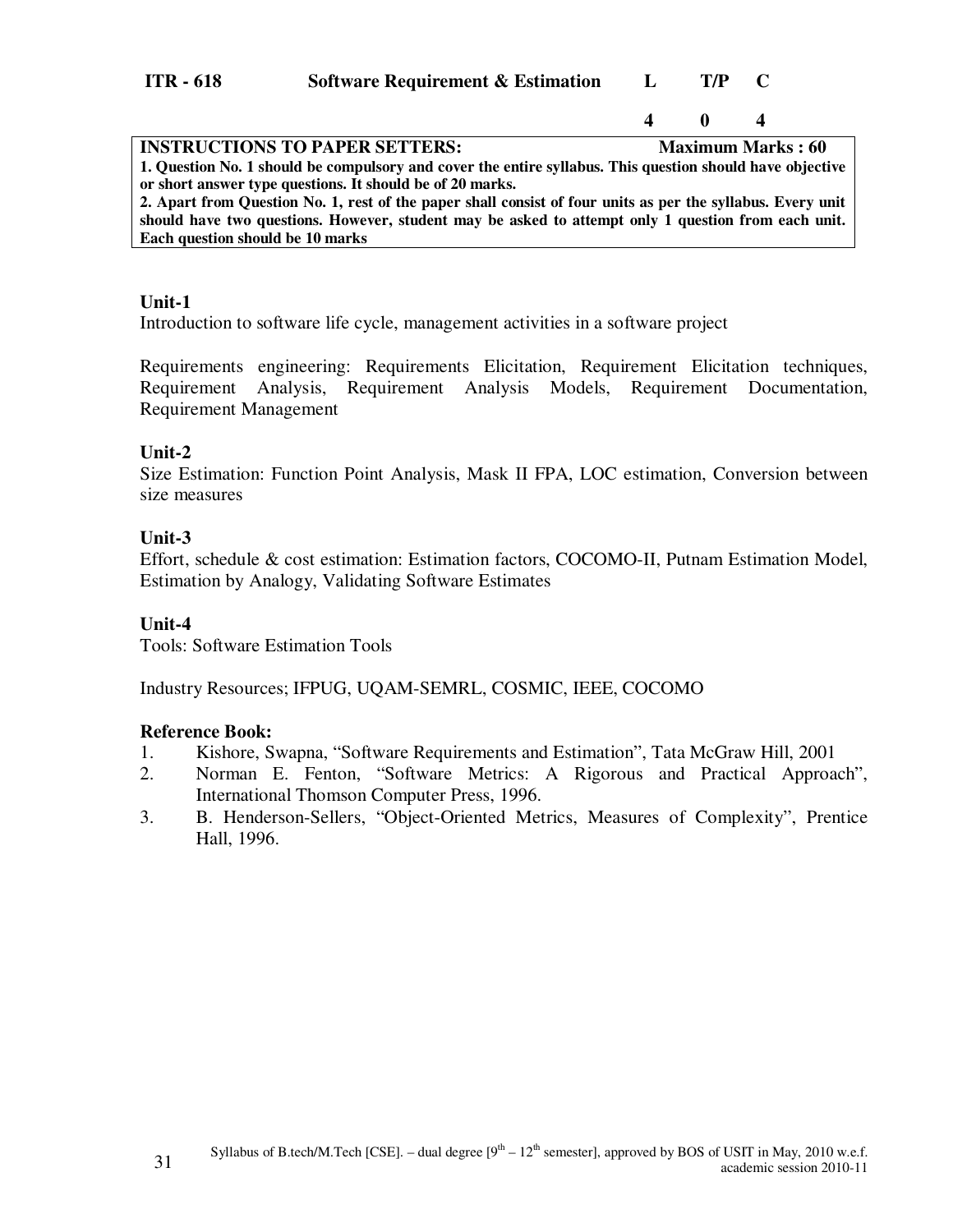| ITR - 618 | Software Requirement & Estimation | L | T/P | C |
|---|---|---|---|---|
| | | 4 | 0 | 4 |

**INSTRUCTIONS TO PAPER SETTERS: Maximum Marks : 60**

**1. Question No. 1 should be compulsory and cover the entire syllabus. This question should have objective or short answer type questions. It should be of 20 marks.**

**2. Apart from Question No. 1, rest of the paper shall consist of four units as per the syllabus. Every unit should have two questions. However, student may be asked to attempt only 1 question from each unit. Each question should be 10 marks**

### Unit-1

Introduction to software life cycle, management activities in a software project

Requirements engineering: Requirements Elicitation, Requirement Elicitation techniques, Requirement Analysis, Requirement Analysis Models, Requirement Documentation, Requirement Management

### Unit-2

Size Estimation: Function Point Analysis, Mask II FPA, LOC estimation, Conversion between size measures

### Unit-3

Effort, schedule & cost estimation: Estimation factors, COCOMO-II, Putnam Estimation Model, Estimation by Analogy, Validating Software Estimates

### Unit-4

Tools: Software Estimation Tools

Industry Resources; IFPUG, UQAM-SEMRL, COSMIC, IEEE, COCOMO

### Reference Book:

1. Kishore, Swapna, "Software Requirements and Estimation", Tata McGraw Hill, 2001
2. Norman E. Fenton, "Software Metrics: A Rigorous and Practical Approach", International Thomson Computer Press, 1996.
3. B. Henderson-Sellers, "Object-Oriented Metrics, Measures of Complexity", Prentice Hall, 1996.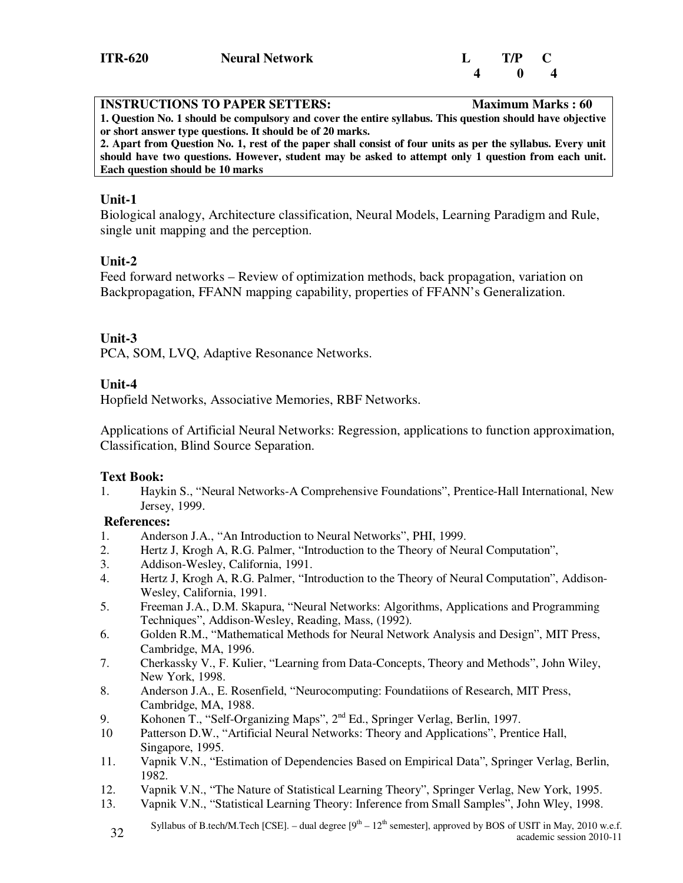**ITR-620 Neural Network**

| L | T/P | C |
|---|---|---|
| 4 | 0 | 4 |

**INSTRUCTIONS TO PAPER SETTERS: Maximum Marks : 60**

**1. Question No. 1 should be compulsory and cover the entire syllabus. This question should have objective or short answer type questions. It should be of 20 marks.**

**2. Apart from Question No. 1, rest of the paper shall consist of four units as per the syllabus. Every unit should have two questions. However, student may be asked to attempt only 1 question from each unit. Each question should be 10 marks**

### Unit-1

Biological analogy, Architecture classification, Neural Models, Learning Paradigm and Rule, single unit mapping and the perception.

### Unit-2

Feed forward networks – Review of optimization methods, back propagation, variation on Backpropagation, FFANN mapping capability, properties of FFANN's Generalization.

### Unit-3

PCA, SOM, LVQ, Adaptive Resonance Networks.

### Unit-4

Hopfield Networks, Associative Memories, RBF Networks.

Applications of Artificial Neural Networks: Regression, applications to function approximation, Classification, Blind Source Separation.

**Text Book:**

1. Haykin S., "Neural Networks-A Comprehensive Foundations", Prentice-Hall International, New Jersey, 1999.

**References:**

1. Anderson J.A., "An Introduction to Neural Networks", PHI, 1999.
2. Hertz J, Krogh A, R.G. Palmer, "Introduction to the Theory of Neural Computation",
3. Addison-Wesley, California, 1991.
4. Hertz J, Krogh A, R.G. Palmer, "Introduction to the Theory of Neural Computation", Addison-Wesley, California, 1991.
5. Freeman J.A., D.M. Skapura, "Neural Networks: Algorithms, Applications and Programming Techniques", Addison-Wesley, Reading, Mass, (1992).
6. Golden R.M., "Mathematical Methods for Neural Network Analysis and Design", MIT Press, Cambridge, MA, 1996.
7. Cherkassky V., F. Kulier, "Learning from Data-Concepts, Theory and Methods", John Wiley, New York, 1998.
8. Anderson J.A., E. Rosenfield, "Neurocomputing: Foundatiions of Research, MIT Press, Cambridge, MA, 1988.
9. Kohonen T., "Self-Organizing Maps", 2nd Ed., Springer Verlag, Berlin, 1997.
10. Patterson D.W., "Artificial Neural Networks: Theory and Applications", Prentice Hall, Singapore, 1995.
11. Vapnik V.N., "Estimation of Dependencies Based on Empirical Data", Springer Verlag, Berlin, 1982.
12. Vapnik V.N., "The Nature of Statistical Learning Theory", Springer Verlag, New York, 1995.
13. Vapnik V.N., "Statistical Learning Theory: Inference from Small Samples", John Wley, 1998.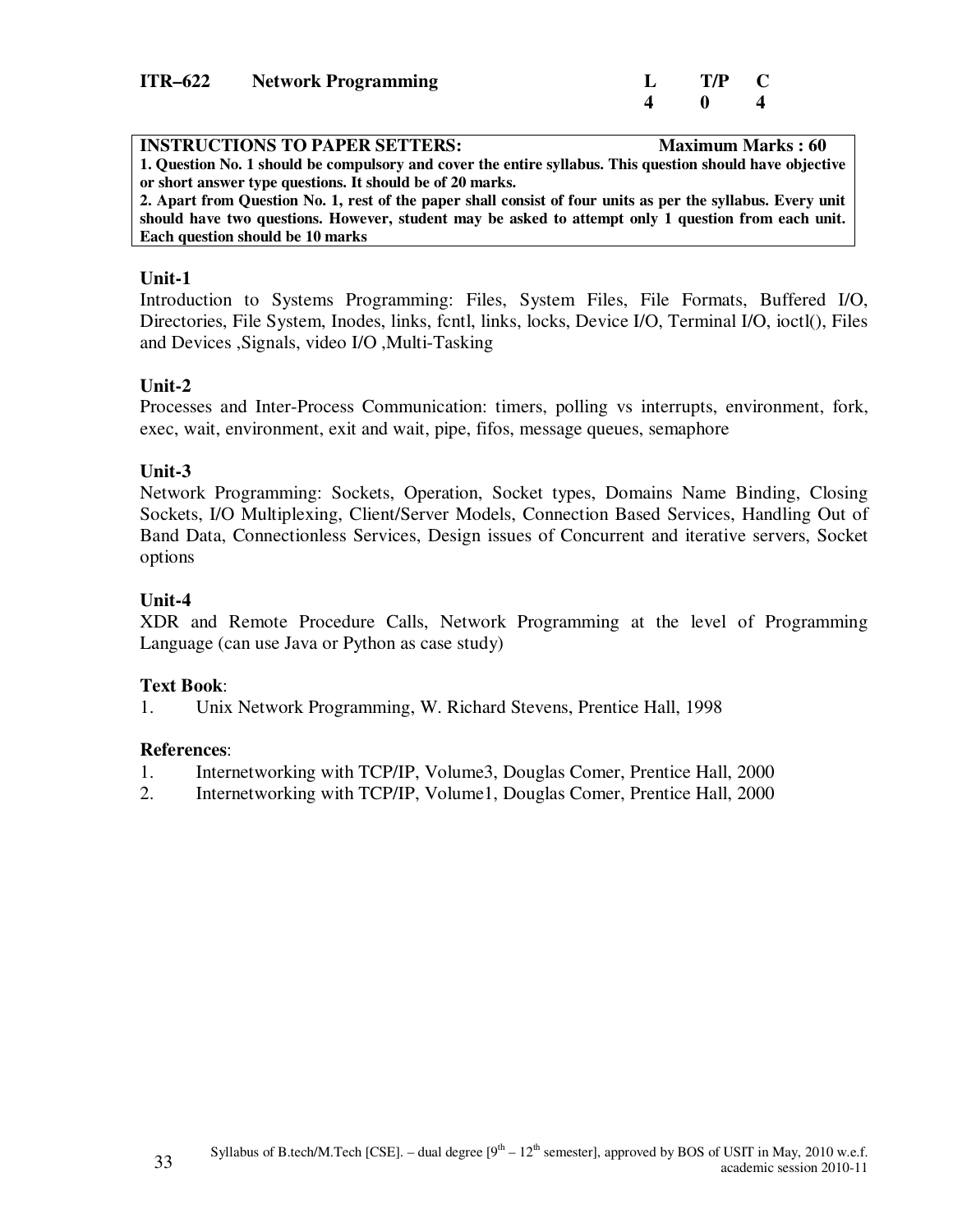**ITR–622 Network Programming**

| | L | T/P | C |
|---|---|---|---|
| | 4 | 0 | 4 |

**INSTRUCTIONS TO PAPER SETTERS:** **Maximum Marks : 60**

**1. Question No. 1 should be compulsory and cover the entire syllabus. This question should have objective or short answer type questions. It should be of 20 marks.**

**2. Apart from Question No. 1, rest of the paper shall consist of four units as per the syllabus. Every unit should have two questions. However, student may be asked to attempt only 1 question from each unit. Each question should be 10 marks**

### Unit-1

Introduction to Systems Programming: Files, System Files, File Formats, Buffered I/O, Directories, File System, Inodes, links, fcntl, links, locks, Device I/O, Terminal I/O, ioctl(), Files and Devices ,Signals, video I/O ,Multi-Tasking

### Unit-2

Processes and Inter-Process Communication: timers, polling vs interrupts, environment, fork, exec, wait, environment, exit and wait, pipe, fifos, message queues, semaphore

### Unit-3

Network Programming: Sockets, Operation, Socket types, Domains Name Binding, Closing Sockets, I/O Multiplexing, Client/Server Models, Connection Based Services, Handling Out of Band Data, Connectionless Services, Design issues of Concurrent and iterative servers, Socket options

### Unit-4

XDR and Remote Procedure Calls, Network Programming at the level of Programming Language (can use Java or Python as case study)

**Text Book**:

1. Unix Network Programming, W. Richard Stevens, Prentice Hall, 1998

**References**:

1. Internetworking with TCP/IP, Volume3, Douglas Comer, Prentice Hall, 2000
2. Internetworking with TCP/IP, Volume1, Douglas Comer, Prentice Hall, 2000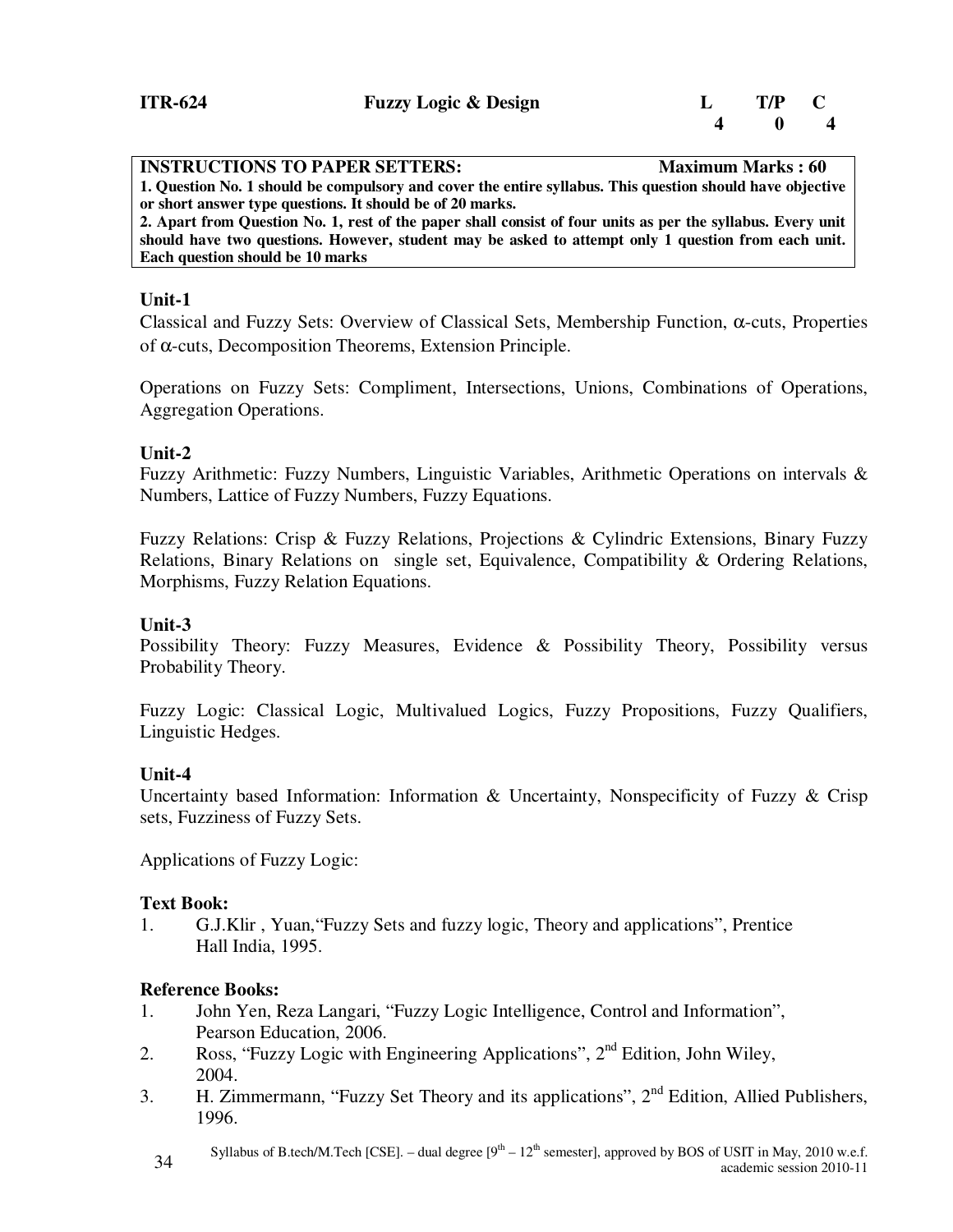| ITR-624 | Fuzzy Logic & Design | L | T/P | C |
|---|---|---|---|---|
| | | 4 | 0 | 4 |

**INSTRUCTIONS TO PAPER SETTERS: Maximum Marks : 60**

**1. Question No. 1 should be compulsory and cover the entire syllabus. This question should have objective or short answer type questions. It should be of 20 marks.**

**2. Apart from Question No. 1, rest of the paper shall consist of four units as per the syllabus. Every unit should have two questions. However, student may be asked to attempt only 1 question from each unit. Each question should be 10 marks**

### Unit-1

Classical and Fuzzy Sets: Overview of Classical Sets, Membership Function, α-cuts, Properties of α-cuts, Decomposition Theorems, Extension Principle.

Operations on Fuzzy Sets: Compliment, Intersections, Unions, Combinations of Operations, Aggregation Operations.

### Unit-2

Fuzzy Arithmetic: Fuzzy Numbers, Linguistic Variables, Arithmetic Operations on intervals & Numbers, Lattice of Fuzzy Numbers, Fuzzy Equations.

Fuzzy Relations: Crisp & Fuzzy Relations, Projections & Cylindric Extensions, Binary Fuzzy Relations, Binary Relations on single set, Equivalence, Compatibility & Ordering Relations, Morphisms, Fuzzy Relation Equations.

### Unit-3

Possibility Theory: Fuzzy Measures, Evidence & Possibility Theory, Possibility versus Probability Theory.

Fuzzy Logic: Classical Logic, Multivalued Logics, Fuzzy Propositions, Fuzzy Qualifiers, Linguistic Hedges.

### Unit-4

Uncertainty based Information: Information & Uncertainty, Nonspecificity of Fuzzy & Crisp sets, Fuzziness of Fuzzy Sets.

Applications of Fuzzy Logic:

### Text Book:

1. G.J.Klir , Yuan,"Fuzzy Sets and fuzzy logic, Theory and applications", Prentice Hall India, 1995.

### Reference Books:

1. John Yen, Reza Langari, "Fuzzy Logic Intelligence, Control and Information", Pearson Education, 2006.
2. Ross, "Fuzzy Logic with Engineering Applications", 2nd Edition, John Wiley, 2004.
3. H. Zimmermann, "Fuzzy Set Theory and its applications", 2nd Edition, Allied Publishers, 1996.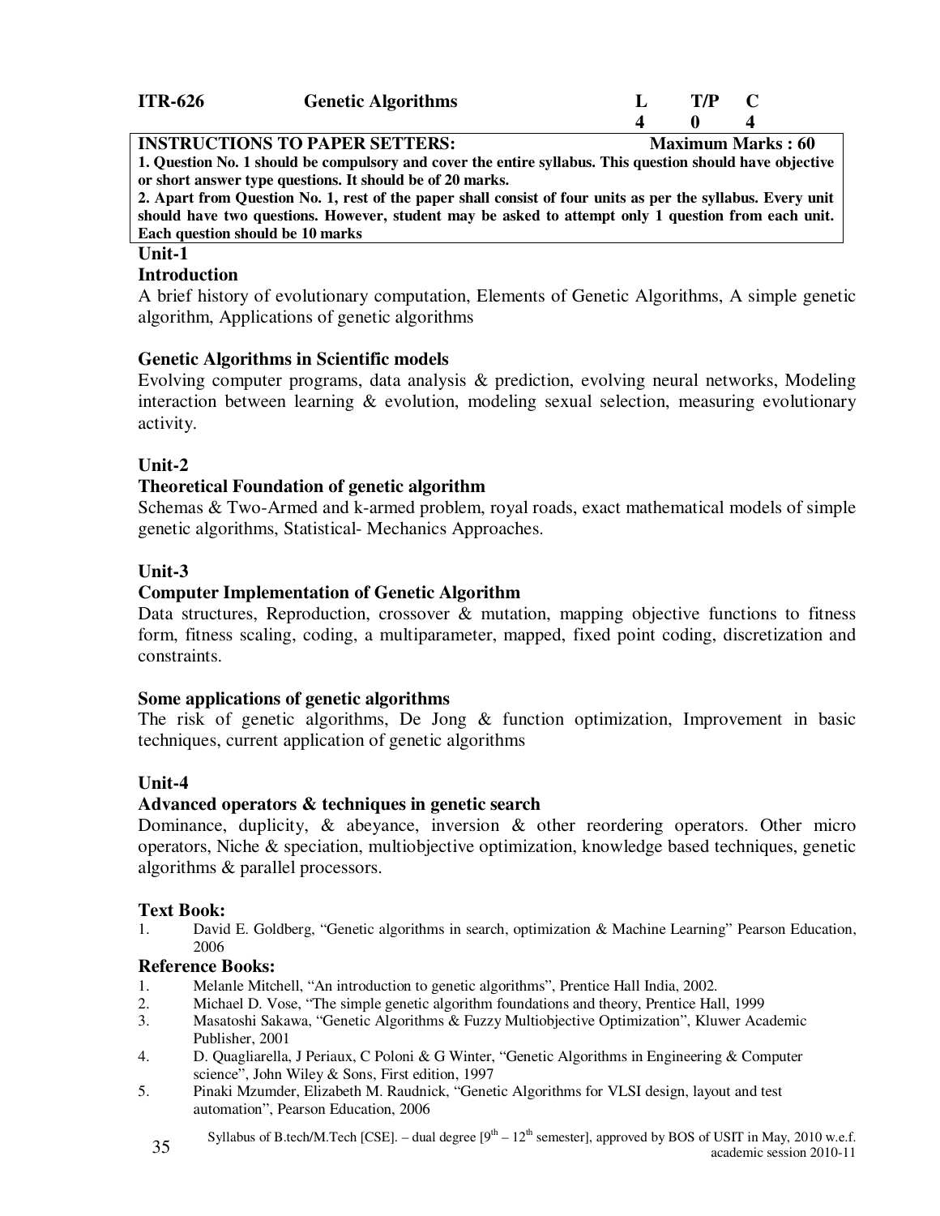| ITR-626 | Genetic Algorithms | L | T/P | C |
|---|---|---|---|---|
| | | 4 | 0 | 4 |

**INSTRUCTIONS TO PAPER SETTERS:** **Maximum Marks : 60**

**1. Question No. 1 should be compulsory and cover the entire syllabus. This question should have objective or short answer type questions. It should be of 20 marks.**

**2. Apart from Question No. 1, rest of the paper shall consist of four units as per the syllabus. Every unit should have two questions. However, student may be asked to attempt only 1 question from each unit. Each question should be 10 marks**

## Unit-1

### Introduction

A brief history of evolutionary computation, Elements of Genetic Algorithms, A simple genetic algorithm, Applications of genetic algorithms

### Genetic Algorithms in Scientific models

Evolving computer programs, data analysis & prediction, evolving neural networks, Modeling interaction between learning & evolution, modeling sexual selection, measuring evolutionary activity.

## Unit-2

### Theoretical Foundation of genetic algorithm

Schemas & Two-Armed and k-armed problem, royal roads, exact mathematical models of simple genetic algorithms, Statistical- Mechanics Approaches.

## Unit-3

### Computer Implementation of Genetic Algorithm

Data structures, Reproduction, crossover & mutation, mapping objective functions to fitness form, fitness scaling, coding, a multiparameter, mapped, fixed point coding, discretization and constraints.

### Some applications of genetic algorithms

The risk of genetic algorithms, De Jong & function optimization, Improvement in basic techniques, current application of genetic algorithms

## Unit-4

### Advanced operators & techniques in genetic search

Dominance, duplicity, & abeyance, inversion & other reordering operators. Other micro operators, Niche & speciation, multiobjective optimization, knowledge based techniques, genetic algorithms & parallel processors.

### Text Book:

1. David E. Goldberg, "Genetic algorithms in search, optimization & Machine Learning" Pearson Education, 2006

### Reference Books:

1. Melanle Mitchell, "An introduction to genetic algorithms", Prentice Hall India, 2002.
2. Michael D. Vose, "The simple genetic algorithm foundations and theory, Prentice Hall, 1999
3. Masatoshi Sakawa, "Genetic Algorithms & Fuzzy Multiobjective Optimization", Kluwer Academic Publisher, 2001
4. D. Quagliarella, J Periaux, C Poloni & G Winter, "Genetic Algorithms in Engineering & Computer science", John Wiley & Sons, First edition, 1997
5. Pinaki Mzumder, Elizabeth M. Raudnick, "Genetic Algorithms for VLSI design, layout and test automation", Pearson Education, 2006

Syllabus of B.tech/M.Tech [CSE]. – dual degree [$9^{th}$ – $12^{th}$ semester], approved by BOS of USIT in May, 2010 w.e.f. academic session 2010-11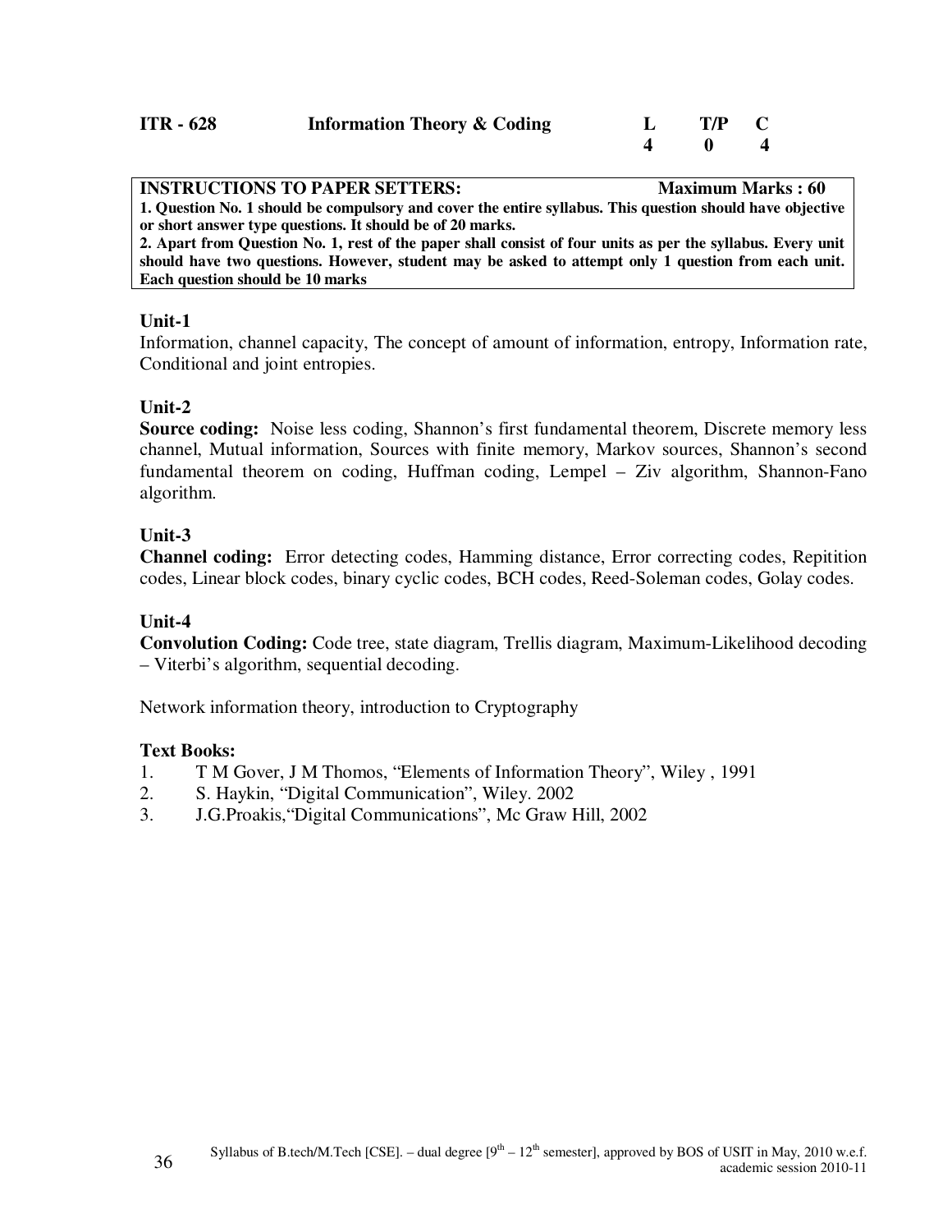| ITR - 628 | Information Theory & Coding | L | T/P | C |
|---|---|---|---|---|
| | | 4 | 0 | 4 |

**INSTRUCTIONS TO PAPER SETTERS:** **Maximum Marks : 60**

**1. Question No. 1 should be compulsory and cover the entire syllabus. This question should have objective or short answer type questions. It should be of 20 marks.**

**2. Apart from Question No. 1, rest of the paper shall consist of four units as per the syllabus. Every unit should have two questions. However, student may be asked to attempt only 1 question from each unit. Each question should be 10 marks**

### Unit-1

Information, channel capacity, The concept of amount of information, entropy, Information rate, Conditional and joint entropies.

### Unit-2

**Source coding:** Noise less coding, Shannon's first fundamental theorem, Discrete memory less channel, Mutual information, Sources with finite memory, Markov sources, Shannon's second fundamental theorem on coding, Huffman coding, Lempel – Ziv algorithm, Shannon-Fano algorithm.

### Unit-3

**Channel coding:** Error detecting codes, Hamming distance, Error correcting codes, Repitition codes, Linear block codes, binary cyclic codes, BCH codes, Reed-Soleman codes, Golay codes.

### Unit-4

**Convolution Coding:** Code tree, state diagram, Trellis diagram, Maximum-Likelihood decoding – Viterbi's algorithm, sequential decoding.

Network information theory, introduction to Cryptography

### Text Books:

1. T M Gover, J M Thomos, "Elements of Information Theory", Wiley , 1991
2. S. Haykin, "Digital Communication", Wiley. 2002
3. J.G.Proakis,"Digital Communications", Mc Graw Hill, 2002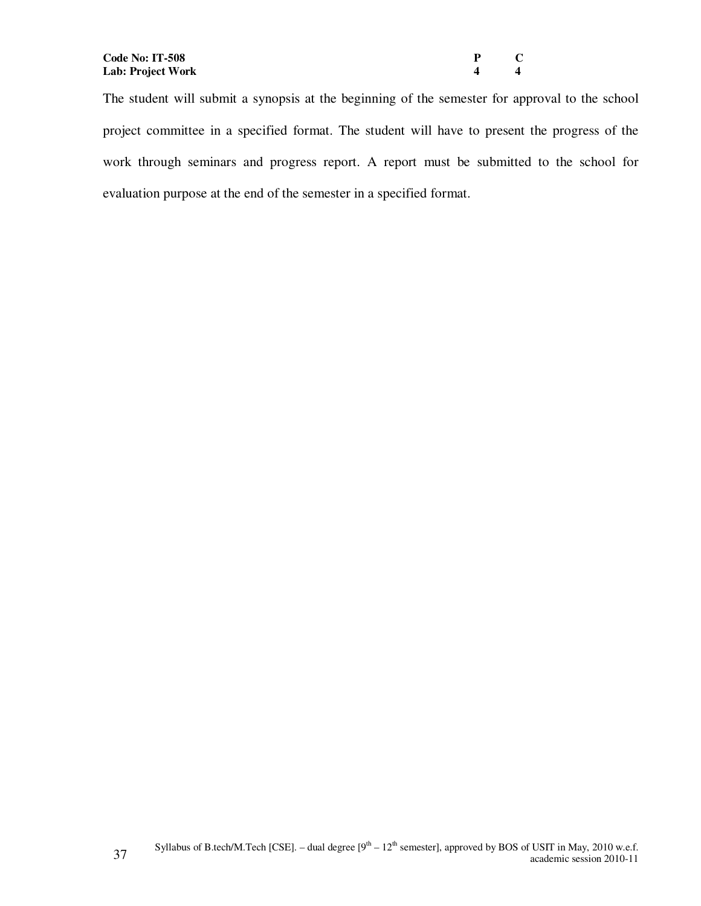| **Code No: IT-508** | **P** | **C** |
| --- | --- | --- |
| **Lab: Project Work** | **4** | **4** |

The student will submit a synopsis at the beginning of the semester for approval to the school project committee in a specified format. The student will have to present the progress of the work through seminars and progress report. A report must be submitted to the school for evaluation purpose at the end of the semester in a specified format.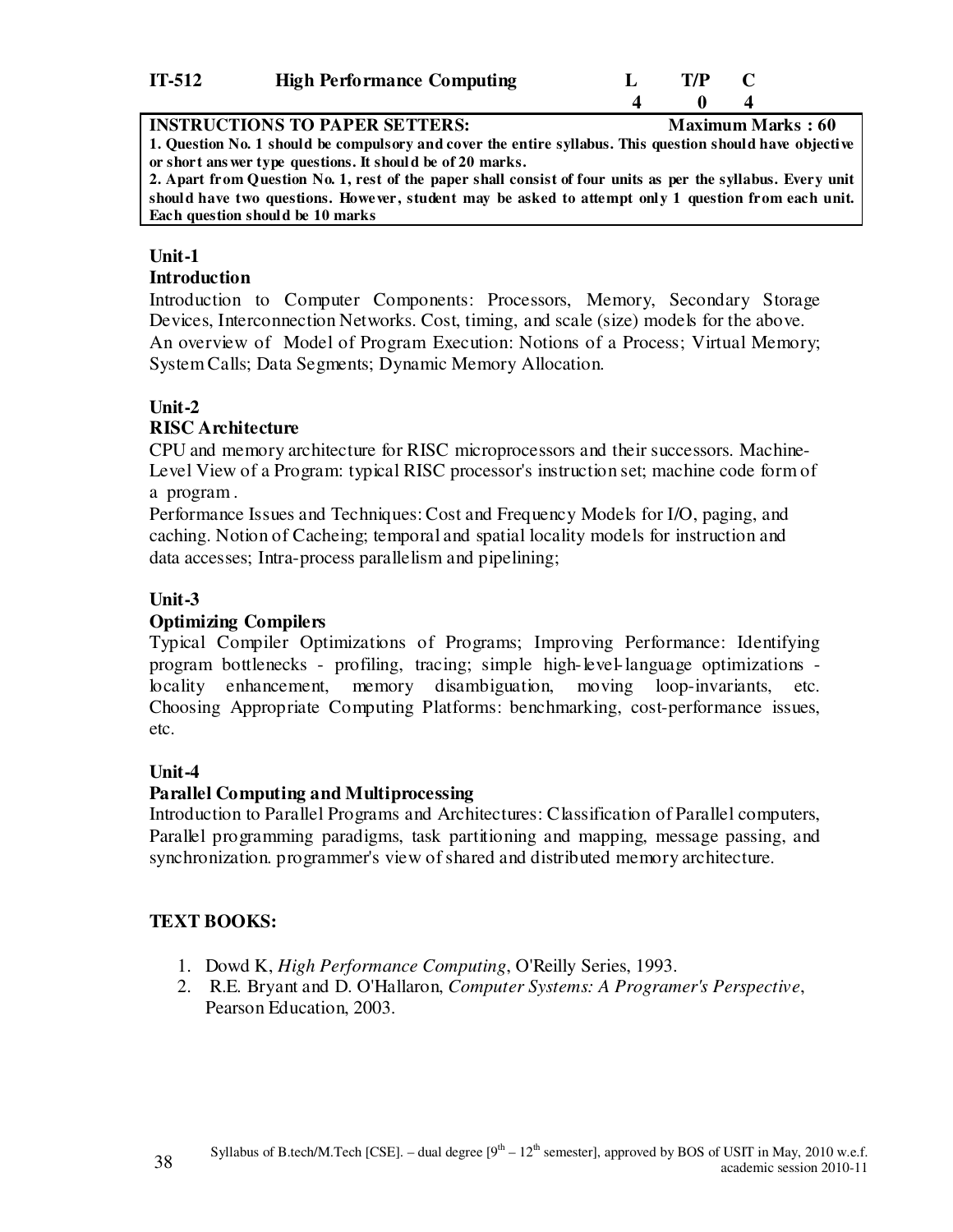| IT-512 | High Performance Computing | L | T/P | C |
|---|---|---|---|---|
| | | 4 | 0 | 4 |

**INSTRUCTIONS TO PAPER SETTERS:** **Maximum Marks : 60**

**1. Question No. 1 should be compulsory and cover the entire syllabus. This question should have objective or short answer type questions. It should be of 20 marks.**

**2. Apart from Question No. 1, rest of the paper shall consist of four units as per the syllabus. Every unit should have two questions. However, student may be asked to attempt only 1 question from each unit. Each question should be 10 marks**

## Unit-1

### Introduction

Introduction to Computer Components: Processors, Memory, Secondary Storage Devices, Interconnection Networks. Cost, timing, and scale (size) models for the above. An overview of Model of Program Execution: Notions of a Process; Virtual Memory; System Calls; Data Segments; Dynamic Memory Allocation.

## Unit-2

### RISC Architecture

CPU and memory architecture for RISC microprocessors and their successors. Machine-Level View of a Program: typical RISC processor's instruction set; machine code form of a program .

Performance Issues and Techniques: Cost and Frequency Models for I/O, paging, and caching. Notion of Cacheing; temporal and spatial locality models for instruction and data accesses; Intra-process parallelism and pipelining;

## Unit-3

### Optimizing Compilers

Typical Compiler Optimizations of Programs; Improving Performance: Identifying program bottlenecks - profiling, tracing; simple high-level-language optimizations - locality enhancement, memory disambiguation, moving loop-invariants, etc. Choosing Appropriate Computing Platforms: benchmarking, cost-performance issues, etc.

## Unit-4

### Parallel Computing and Multiprocessing

Introduction to Parallel Programs and Architectures: Classification of Parallel computers, Parallel programming paradigms, task partitioning and mapping, message passing, and synchronization. programmer's view of shared and distributed memory architecture.

## TEXT BOOKS:

1. Dowd K, *High Performance Computing*, O'Reilly Series, 1993.
2. R.E. Bryant and D. O'Hallaron, *Computer Systems: A Programer's Perspective*, Pearson Education, 2003.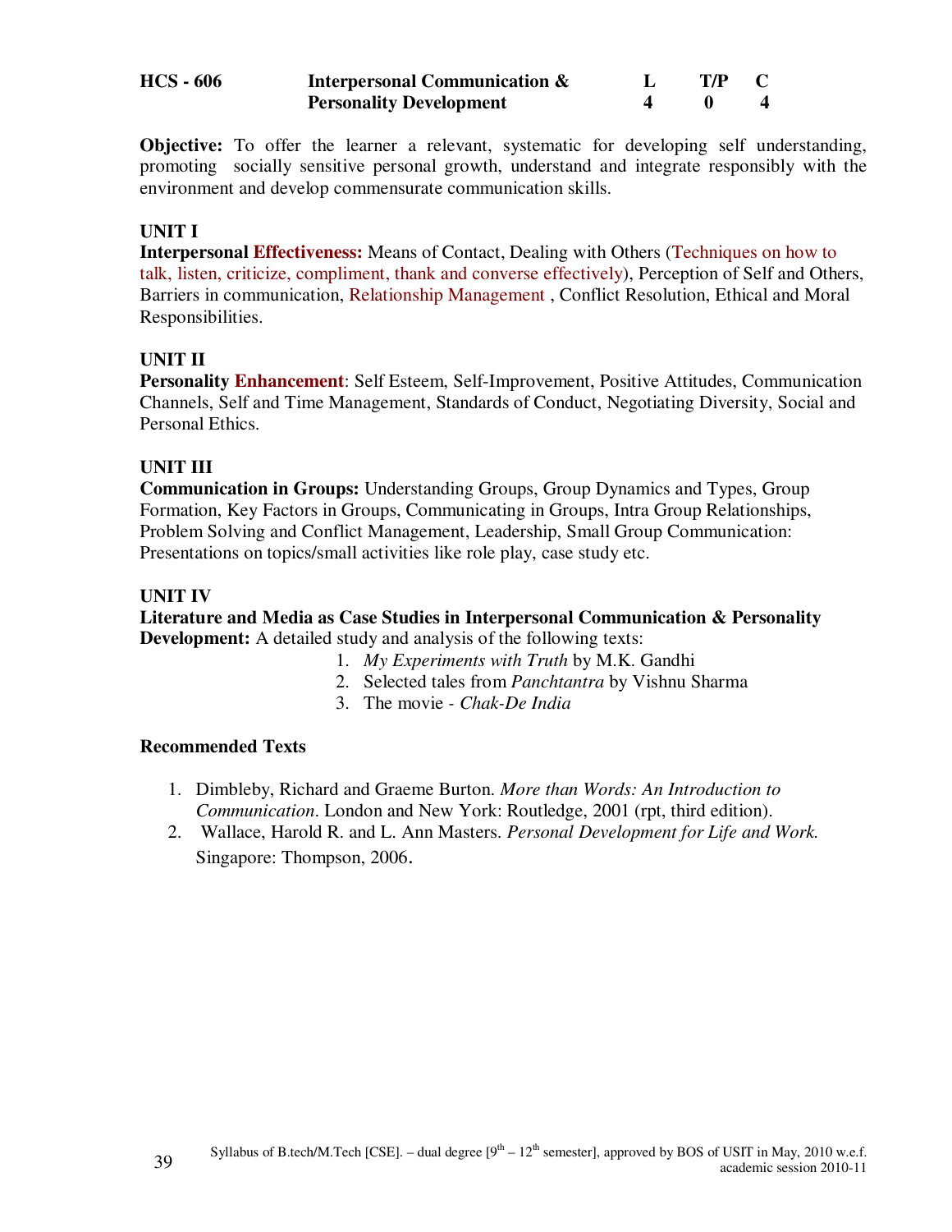| HCS - 606 | Interpersonal Communication & Personality Development | L | T/P | C |
|---|---|---|---|---|
| | | 4 | 0 | 4 |

**Objective:** To offer the learner a relevant, systematic for developing self understanding, promoting socially sensitive personal growth, understand and integrate responsibly with the environment and develop commensurate communication skills.

## UNIT I

**Interpersonal Effectiveness:** Means of Contact, Dealing with Others (Techniques on how to talk, listen, criticize, compliment, thank and converse effectively), Perception of Self and Others, Barriers in communication, Relationship Management , Conflict Resolution, Ethical and Moral Responsibilities.

## UNIT II

**Personality Enhancement**: Self Esteem, Self-Improvement, Positive Attitudes, Communication Channels, Self and Time Management, Standards of Conduct, Negotiating Diversity, Social and Personal Ethics.

## UNIT III

**Communication in Groups:** Understanding Groups, Group Dynamics and Types, Group Formation, Key Factors in Groups, Communicating in Groups, Intra Group Relationships, Problem Solving and Conflict Management, Leadership, Small Group Communication: Presentations on topics/small activities like role play, case study etc.

## UNIT IV

**Literature and Media as Case Studies in Interpersonal Communication & Personality Development:** A detailed study and analysis of the following texts:

1. *My Experiments with Truth* by M.K. Gandhi
2. Selected tales from *Panchtantra* by Vishnu Sharma
3. The movie - *Chak-De India*

### Recommended Texts

1. Dimbleby, Richard and Graeme Burton. *More than Words: An Introduction to Communication*. London and New York: Routledge, 2001 (rpt, third edition).
2. Wallace, Harold R. and L. Ann Masters. *Personal Development for Life and Work.* Singapore: Thompson, 2006.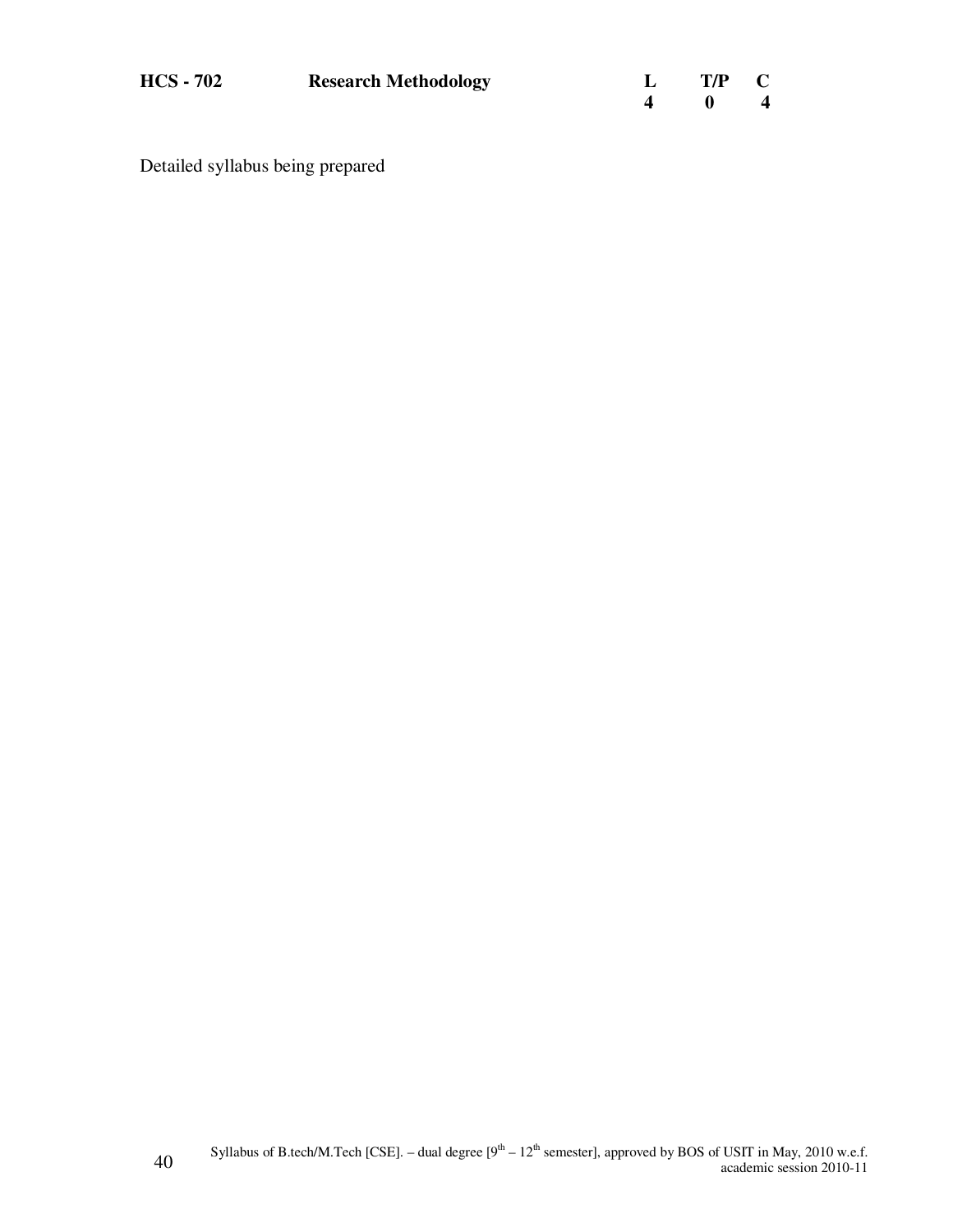| **HCS - 702** | **Research Methodology** | **L** | **T/P** | **C** |
|---|---|---|---|---|
| | | **4** | **0** | **4** |

Detailed syllabus being prepared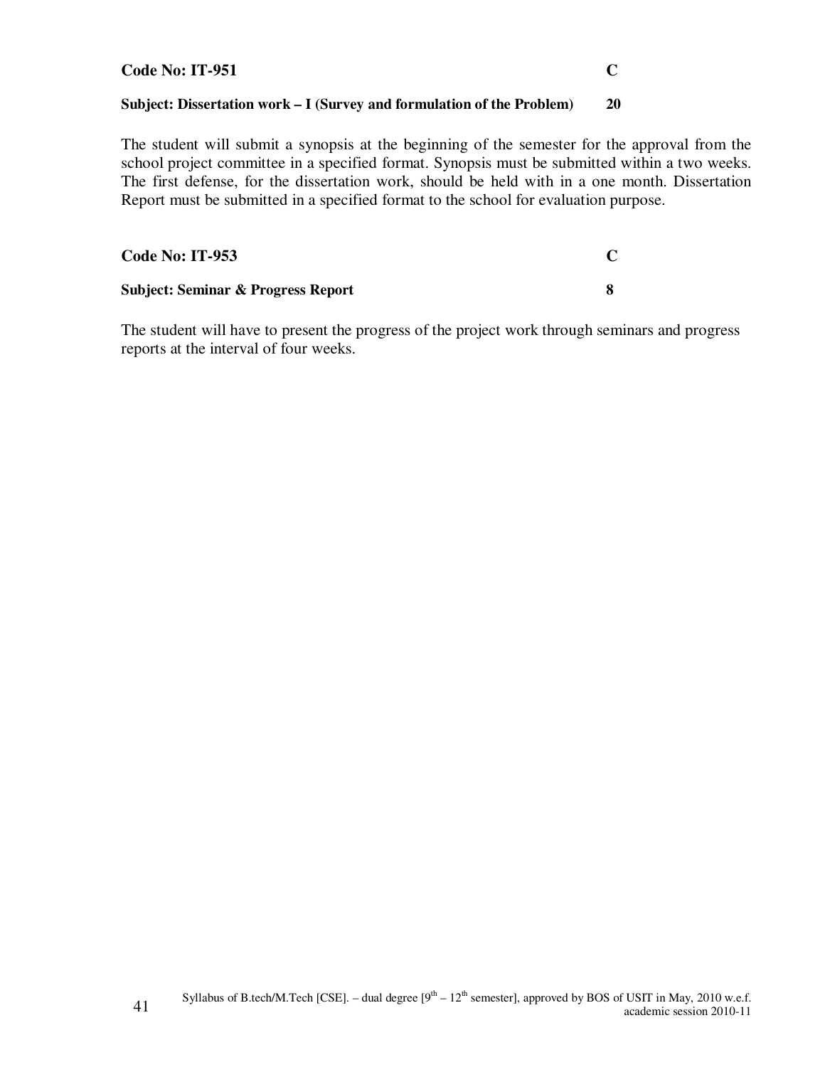**Code No: IT-951** **C**

**Subject: Dissertation work – I (Survey and formulation of the Problem)** **20**

The student will submit a synopsis at the beginning of the semester for the approval from the school project committee in a specified format. Synopsis must be submitted within a two weeks. The first defense, for the dissertation work, should be held with in a one month. Dissertation Report must be submitted in a specified format to the school for evaluation purpose.

**Code No: IT-953** **C**

**Subject: Seminar & Progress Report** **8**

The student will have to present the progress of the project work through seminars and progress reports at the interval of four weeks.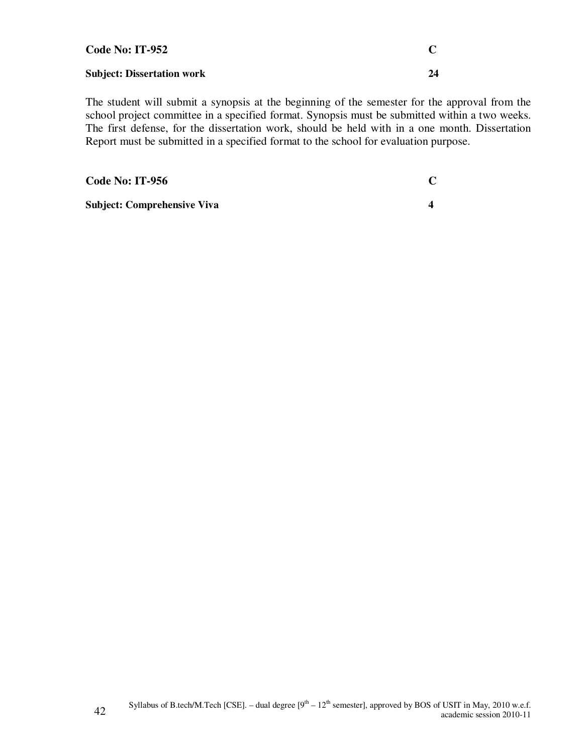**Code No: IT-952** **C**

**Subject: Dissertation work** **24**

The student will submit a synopsis at the beginning of the semester for the approval from the school project committee in a specified format. Synopsis must be submitted within a two weeks. The first defense, for the dissertation work, should be held with in a one month. Dissertation Report must be submitted in a specified format to the school for evaluation purpose.

**Code No: IT-956** **C**

**Subject: Comprehensive Viva** **4**